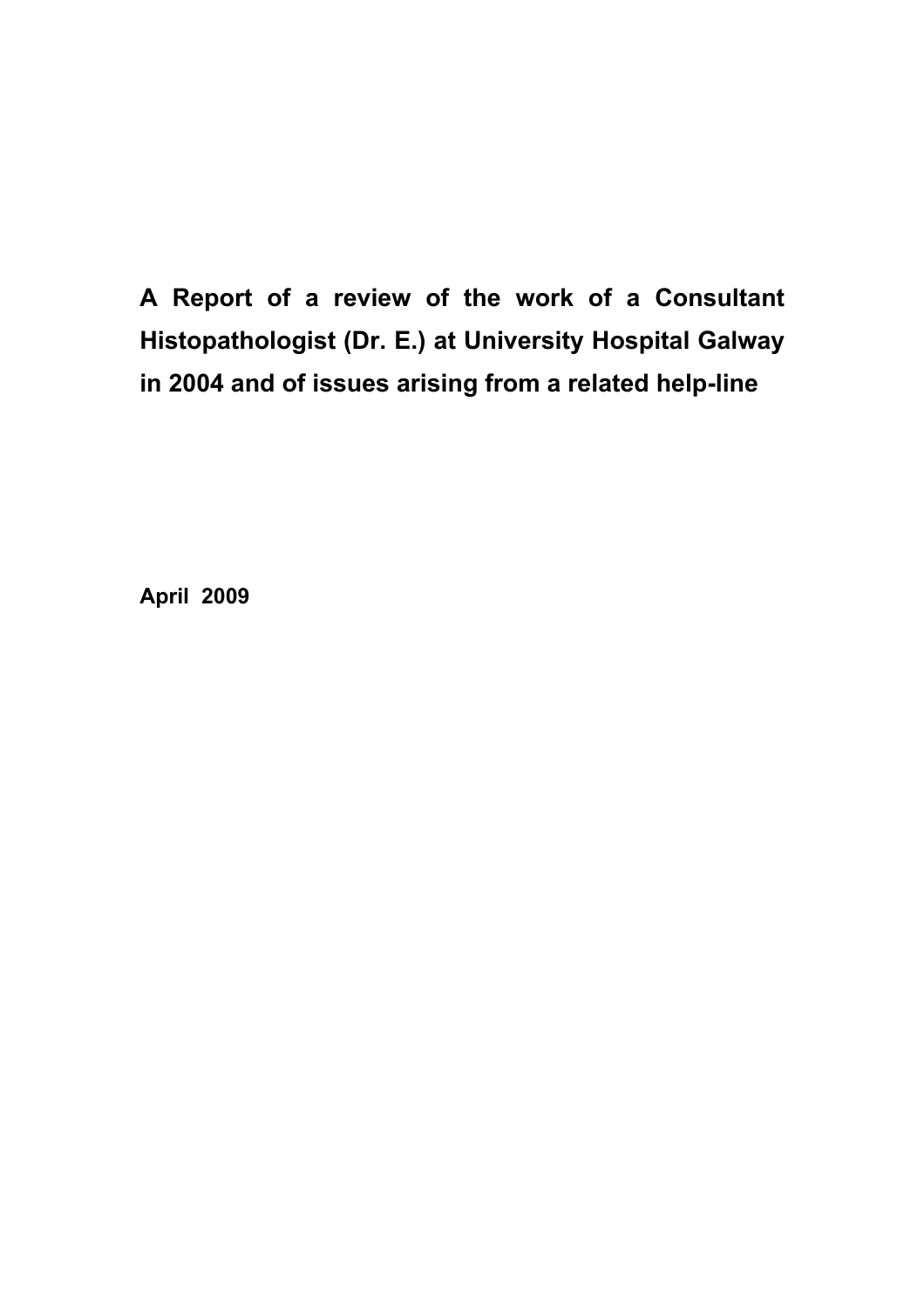# A Report of a review of the work of a Consultant Histopathologist (Dr. E.) at University Hospital Galway in 2004 and of issues arising from a related help-line

**April 2009**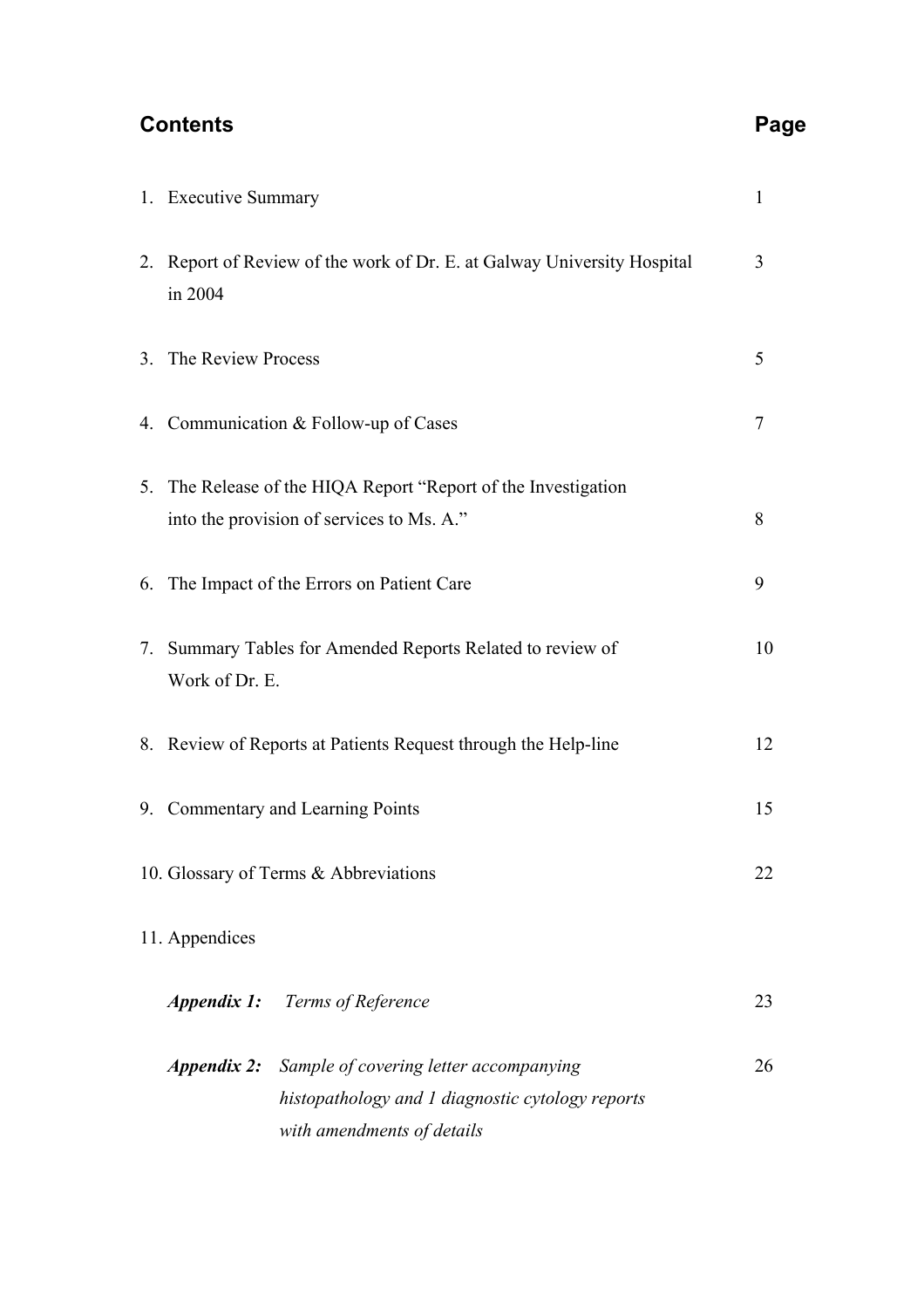## Contents

| | Page |
|---|---|
| 1. Executive Summary | 1 |
| 2. Report of Review of the work of Dr. E. at Galway University Hospital in 2004 | 3 |
| 3. The Review Process | 5 |
| 4. Communication & Follow-up of Cases | 7 |
| 5. The Release of the HIQA Report "Report of the Investigation into the provision of services to Ms. A." | 8 |
| 6. The Impact of the Errors on Patient Care | 9 |
| 7. Summary Tables for Amended Reports Related to review of Work of Dr. E. | 10 |
| 8. Review of Reports at Patients Request through the Help-line | 12 |
| 9. Commentary and Learning Points | 15 |
| 10. Glossary of Terms & Abbreviations | 22 |
| 11. Appendices | |
| ***Appendix 1:*** *Terms of Reference* | 23 |
| ***Appendix 2:*** *Sample of covering letter accompanying histopathology and 1 diagnostic cytology reports with amendments of details* | 26 |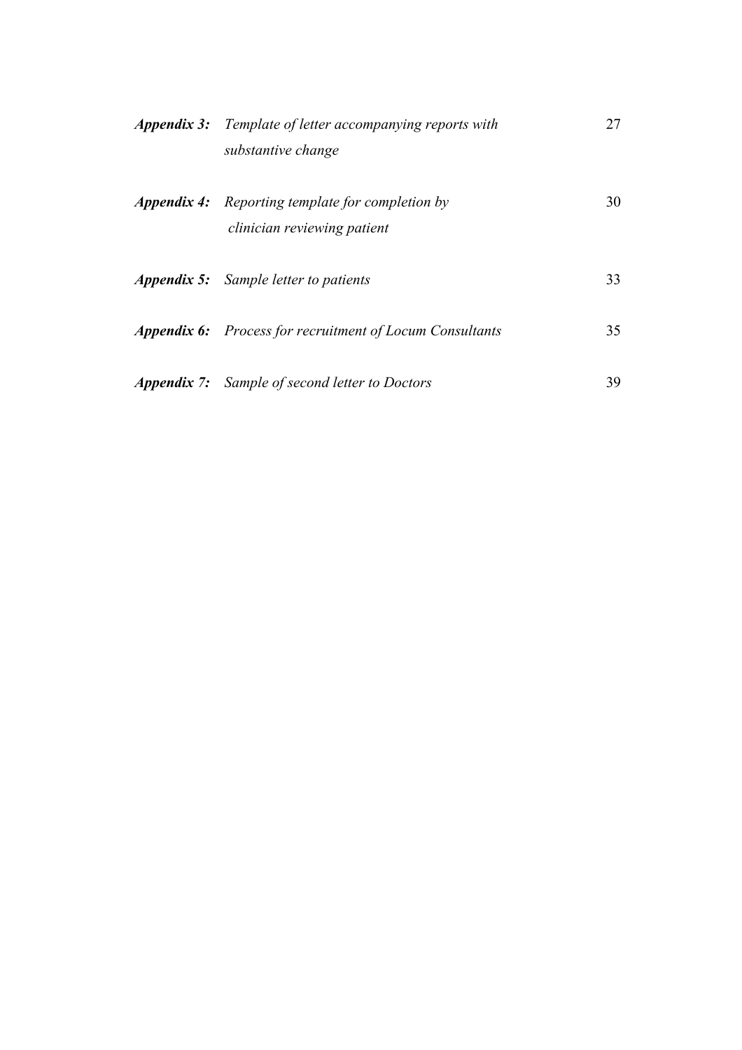| | | |
|---|---|---|
| ***Appendix 3:*** | *Template of letter accompanying reports with substantive change* | 27 |
| ***Appendix 4:*** | *Reporting template for completion by clinician reviewing patient* | 30 |
| ***Appendix 5:*** | *Sample letter to patients* | 33 |
| ***Appendix 6:*** | *Process for recruitment of Locum Consultants* | 35 |
| ***Appendix 7:*** | *Sample of second letter to Doctors* | 39 |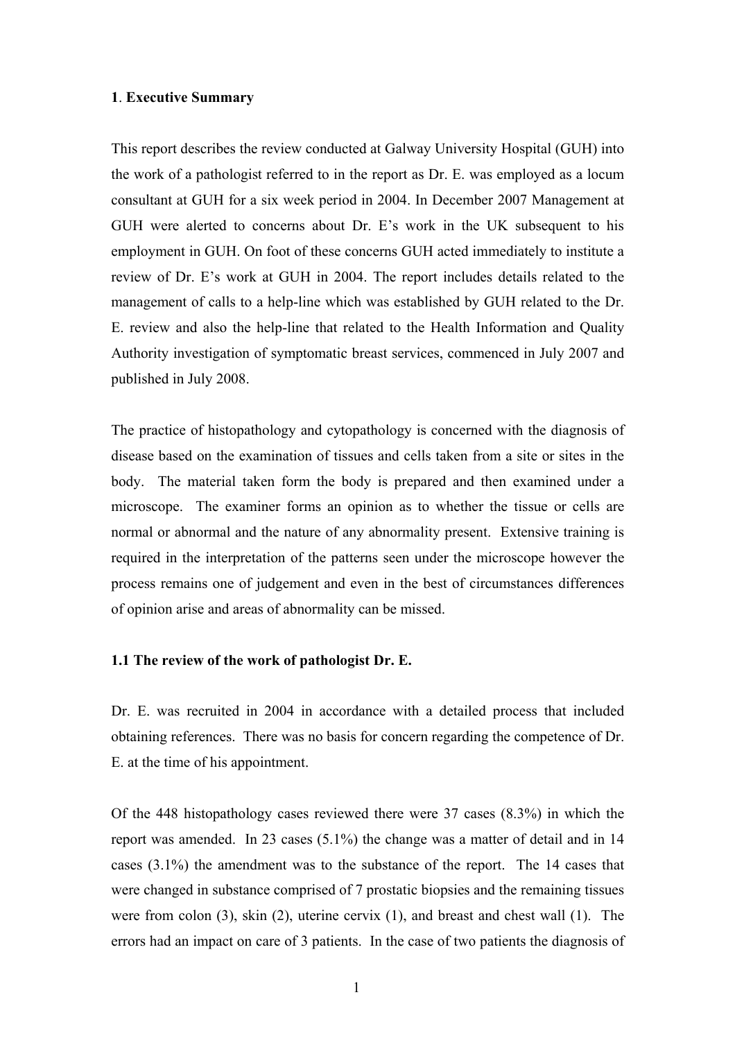## 1. Executive Summary

This report describes the review conducted at Galway University Hospital (GUH) into the work of a pathologist referred to in the report as Dr. E. was employed as a locum consultant at GUH for a six week period in 2004. In December 2007 Management at GUH were alerted to concerns about Dr. E's work in the UK subsequent to his employment in GUH. On foot of these concerns GUH acted immediately to institute a review of Dr. E's work at GUH in 2004. The report includes details related to the management of calls to a help-line which was established by GUH related to the Dr. E. review and also the help-line that related to the Health Information and Quality Authority investigation of symptomatic breast services, commenced in July 2007 and published in July 2008.

The practice of histopathology and cytopathology is concerned with the diagnosis of disease based on the examination of tissues and cells taken from a site or sites in the body. The material taken form the body is prepared and then examined under a microscope. The examiner forms an opinion as to whether the tissue or cells are normal or abnormal and the nature of any abnormality present. Extensive training is required in the interpretation of the patterns seen under the microscope however the process remains one of judgement and even in the best of circumstances differences of opinion arise and areas of abnormality can be missed.

### 1.1 The review of the work of pathologist Dr. E.

Dr. E. was recruited in 2004 in accordance with a detailed process that included obtaining references. There was no basis for concern regarding the competence of Dr. E. at the time of his appointment.

Of the 448 histopathology cases reviewed there were 37 cases (8.3%) in which the report was amended. In 23 cases (5.1%) the change was a matter of detail and in 14 cases (3.1%) the amendment was to the substance of the report. The 14 cases that were changed in substance comprised of 7 prostatic biopsies and the remaining tissues were from colon (3), skin (2), uterine cervix (1), and breast and chest wall (1). The errors had an impact on care of 3 patients. In the case of two patients the diagnosis of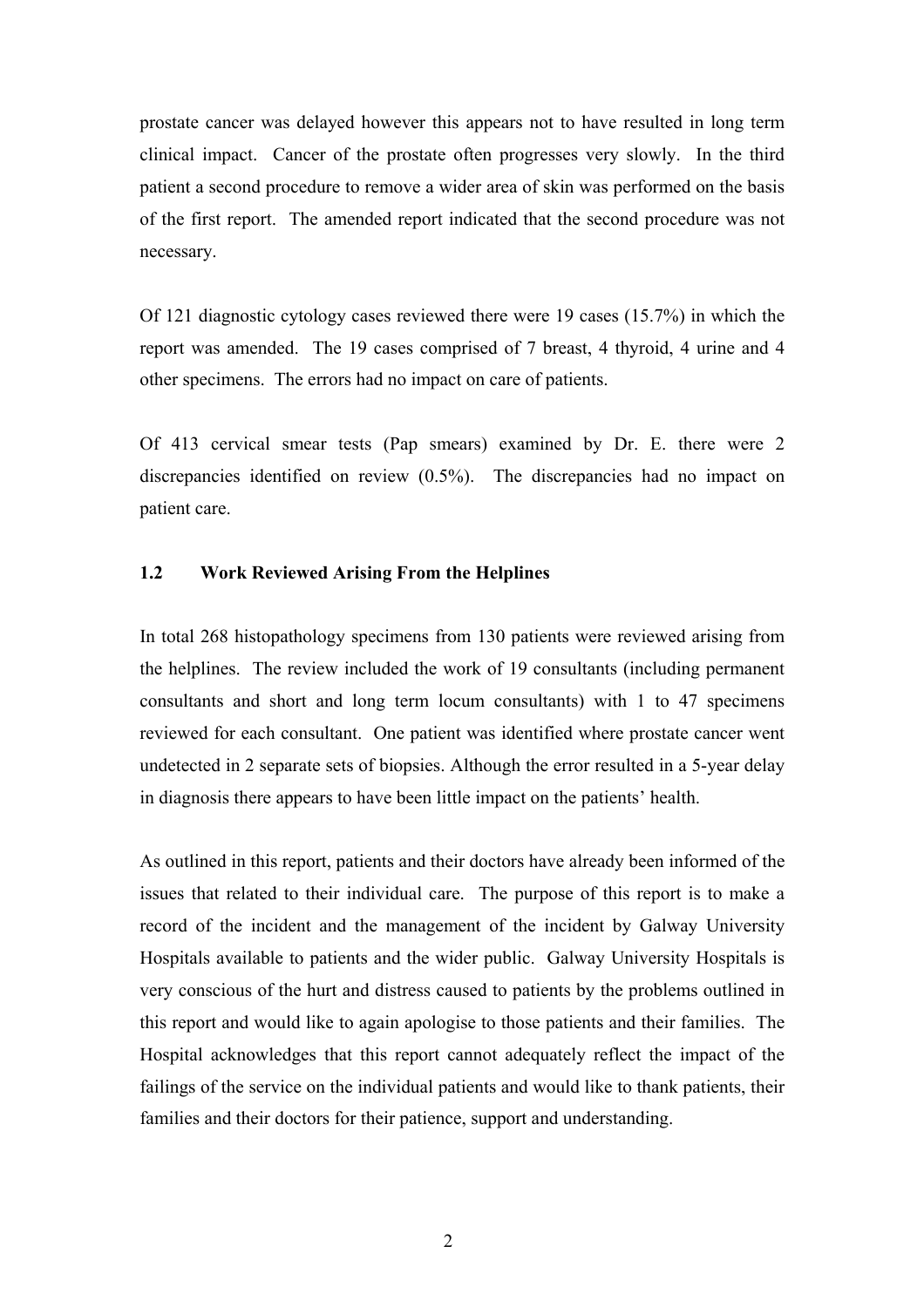prostate cancer was delayed however this appears not to have resulted in long term clinical impact. Cancer of the prostate often progresses very slowly. In the third patient a second procedure to remove a wider area of skin was performed on the basis of the first report. The amended report indicated that the second procedure was not necessary.

Of 121 diagnostic cytology cases reviewed there were 19 cases (15.7%) in which the report was amended. The 19 cases comprised of 7 breast, 4 thyroid, 4 urine and 4 other specimens. The errors had no impact on care of patients.

Of 413 cervical smear tests (Pap smears) examined by Dr. E. there were 2 discrepancies identified on review (0.5%). The discrepancies had no impact on patient care.

### 1.2 Work Reviewed Arising From the Helplines

In total 268 histopathology specimens from 130 patients were reviewed arising from the helplines. The review included the work of 19 consultants (including permanent consultants and short and long term locum consultants) with 1 to 47 specimens reviewed for each consultant. One patient was identified where prostate cancer went undetected in 2 separate sets of biopsies. Although the error resulted in a 5-year delay in diagnosis there appears to have been little impact on the patients' health.

As outlined in this report, patients and their doctors have already been informed of the issues that related to their individual care. The purpose of this report is to make a record of the incident and the management of the incident by Galway University Hospitals available to patients and the wider public. Galway University Hospitals is very conscious of the hurt and distress caused to patients by the problems outlined in this report and would like to again apologise to those patients and their families. The Hospital acknowledges that this report cannot adequately reflect the impact of the failings of the service on the individual patients and would like to thank patients, their families and their doctors for their patience, support and understanding.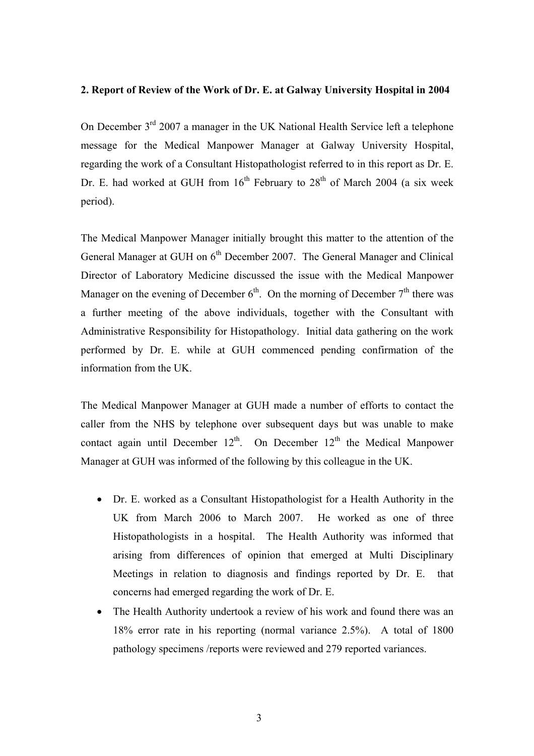## 2. Report of Review of the Work of Dr. E. at Galway University Hospital in 2004

On December 3rd 2007 a manager in the UK National Health Service left a telephone message for the Medical Manpower Manager at Galway University Hospital, regarding the work of a Consultant Histopathologist referred to in this report as Dr. E. Dr. E. had worked at GUH from 16th February to 28th of March 2004 (a six week period).

The Medical Manpower Manager initially brought this matter to the attention of the General Manager at GUH on 6th December 2007. The General Manager and Clinical Director of Laboratory Medicine discussed the issue with the Medical Manpower Manager on the evening of December 6th. On the morning of December 7th there was a further meeting of the above individuals, together with the Consultant with Administrative Responsibility for Histopathology. Initial data gathering on the work performed by Dr. E. while at GUH commenced pending confirmation of the information from the UK.

The Medical Manpower Manager at GUH made a number of efforts to contact the caller from the NHS by telephone over subsequent days but was unable to make contact again until December 12th. On December 12th the Medical Manpower Manager at GUH was informed of the following by this colleague in the UK.

- Dr. E. worked as a Consultant Histopathologist for a Health Authority in the UK from March 2006 to March 2007. He worked as one of three Histopathologists in a hospital. The Health Authority was informed that arising from differences of opinion that emerged at Multi Disciplinary Meetings in relation to diagnosis and findings reported by Dr. E. that concerns had emerged regarding the work of Dr. E.
- The Health Authority undertook a review of his work and found there was an 18% error rate in his reporting (normal variance 2.5%). A total of 1800 pathology specimens /reports were reviewed and 279 reported variances.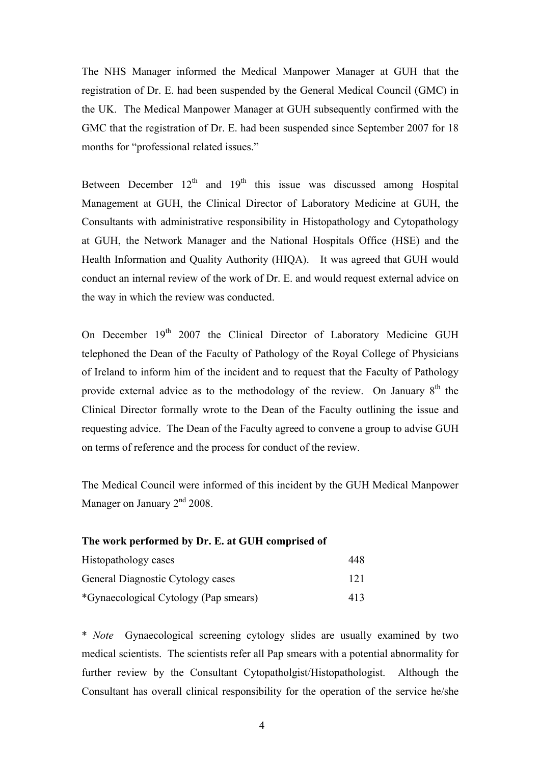The NHS Manager informed the Medical Manpower Manager at GUH that the registration of Dr. E. had been suspended by the General Medical Council (GMC) in the UK. The Medical Manpower Manager at GUH subsequently confirmed with the GMC that the registration of Dr. E. had been suspended since September 2007 for 18 months for "professional related issues."

Between December 12th and 19th this issue was discussed among Hospital Management at GUH, the Clinical Director of Laboratory Medicine at GUH, the Consultants with administrative responsibility in Histopathology and Cytopathology at GUH, the Network Manager and the National Hospitals Office (HSE) and the Health Information and Quality Authority (HIQA). It was agreed that GUH would conduct an internal review of the work of Dr. E. and would request external advice on the way in which the review was conducted.

On December 19th 2007 the Clinical Director of Laboratory Medicine GUH telephoned the Dean of the Faculty of Pathology of the Royal College of Physicians of Ireland to inform him of the incident and to request that the Faculty of Pathology provide external advice as to the methodology of the review. On January 8th the Clinical Director formally wrote to the Dean of the Faculty outlining the issue and requesting advice. The Dean of the Faculty agreed to convene a group to advise GUH on terms of reference and the process for conduct of the review.

The Medical Council were informed of this incident by the GUH Medical Manpower Manager on January 2nd 2008.

**The work performed by Dr. E. at GUH comprised of**

| | |
|---|---|
| Histopathology cases | 448 |
| General Diagnostic Cytology cases | 121 |
| *Gynaecological Cytology (Pap smears) | 413 |

\* *Note* Gynaecological screening cytology slides are usually examined by two medical scientists. The scientists refer all Pap smears with a potential abnormality for further review by the Consultant Cytopatholgist/Histopathologist. Although the Consultant has overall clinical responsibility for the operation of the service he/she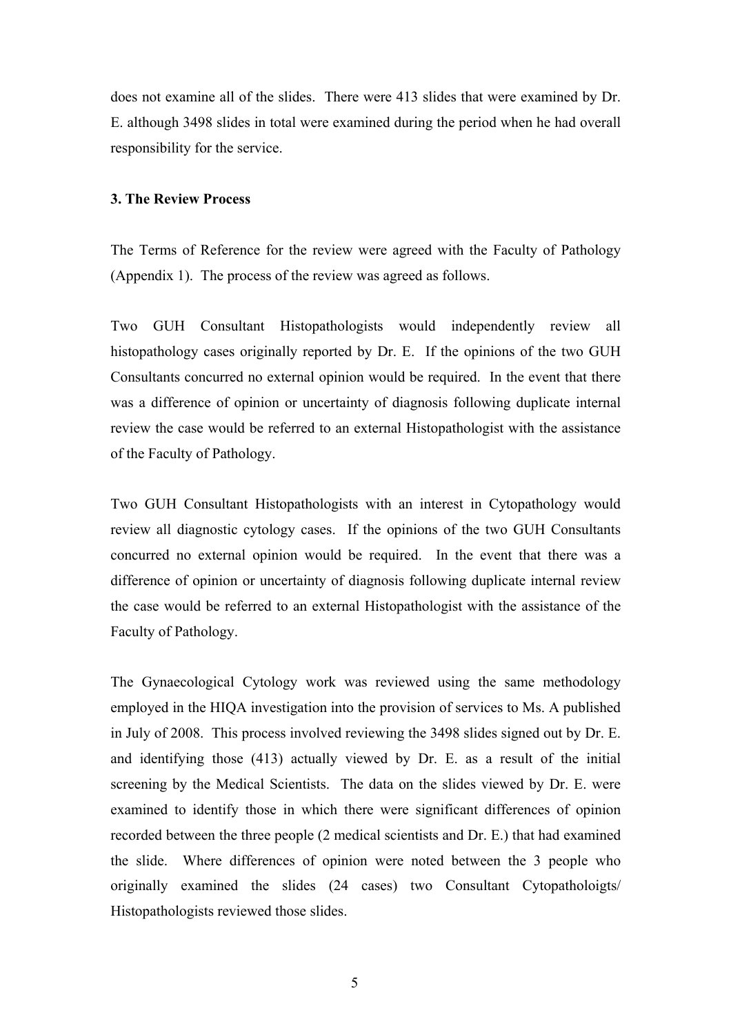does not examine all of the slides. There were 413 slides that were examined by Dr. E. although 3498 slides in total were examined during the period when he had overall responsibility for the service.

### 3. The Review Process

The Terms of Reference for the review were agreed with the Faculty of Pathology (Appendix 1). The process of the review was agreed as follows.

Two GUH Consultant Histopathologists would independently review all histopathology cases originally reported by Dr. E. If the opinions of the two GUH Consultants concurred no external opinion would be required. In the event that there was a difference of opinion or uncertainty of diagnosis following duplicate internal review the case would be referred to an external Histopathologist with the assistance of the Faculty of Pathology.

Two GUH Consultant Histopathologists with an interest in Cytopathology would review all diagnostic cytology cases. If the opinions of the two GUH Consultants concurred no external opinion would be required. In the event that there was a difference of opinion or uncertainty of diagnosis following duplicate internal review the case would be referred to an external Histopathologist with the assistance of the Faculty of Pathology.

The Gynaecological Cytology work was reviewed using the same methodology employed in the HIQA investigation into the provision of services to Ms. A published in July of 2008. This process involved reviewing the 3498 slides signed out by Dr. E. and identifying those (413) actually viewed by Dr. E. as a result of the initial screening by the Medical Scientists. The data on the slides viewed by Dr. E. were examined to identify those in which there were significant differences of opinion recorded between the three people (2 medical scientists and Dr. E.) that had examined the slide. Where differences of opinion were noted between the 3 people who originally examined the slides (24 cases) two Consultant Cytopatholoigts/ Histopathologists reviewed those slides.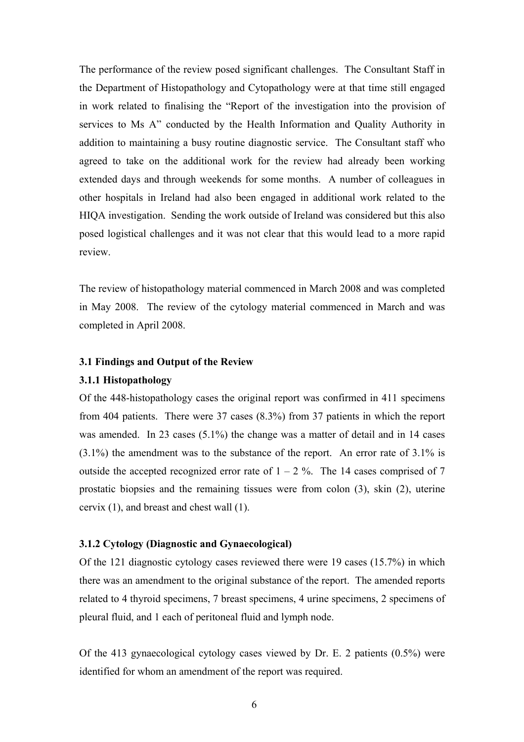The performance of the review posed significant challenges. The Consultant Staff in the Department of Histopathology and Cytopathology were at that time still engaged in work related to finalising the "Report of the investigation into the provision of services to Ms A" conducted by the Health Information and Quality Authority in addition to maintaining a busy routine diagnostic service. The Consultant staff who agreed to take on the additional work for the review had already been working extended days and through weekends for some months. A number of colleagues in other hospitals in Ireland had also been engaged in additional work related to the HIQA investigation. Sending the work outside of Ireland was considered but this also posed logistical challenges and it was not clear that this would lead to a more rapid review.

The review of histopathology material commenced in March 2008 and was completed in May 2008. The review of the cytology material commenced in March and was completed in April 2008.

### 3.1 Findings and Output of the Review

#### 3.1.1 Histopathology

Of the 448-histopathology cases the original report was confirmed in 411 specimens from 404 patients. There were 37 cases (8.3%) from 37 patients in which the report was amended. In 23 cases (5.1%) the change was a matter of detail and in 14 cases (3.1%) the amendment was to the substance of the report. An error rate of 3.1% is outside the accepted recognized error rate of 1 – 2 %. The 14 cases comprised of 7 prostatic biopsies and the remaining tissues were from colon (3), skin (2), uterine cervix (1), and breast and chest wall (1).

#### 3.1.2 Cytology (Diagnostic and Gynaecological)

Of the 121 diagnostic cytology cases reviewed there were 19 cases (15.7%) in which there was an amendment to the original substance of the report. The amended reports related to 4 thyroid specimens, 7 breast specimens, 4 urine specimens, 2 specimens of pleural fluid, and 1 each of peritoneal fluid and lymph node.

Of the 413 gynaecological cytology cases viewed by Dr. E. 2 patients (0.5%) were identified for whom an amendment of the report was required.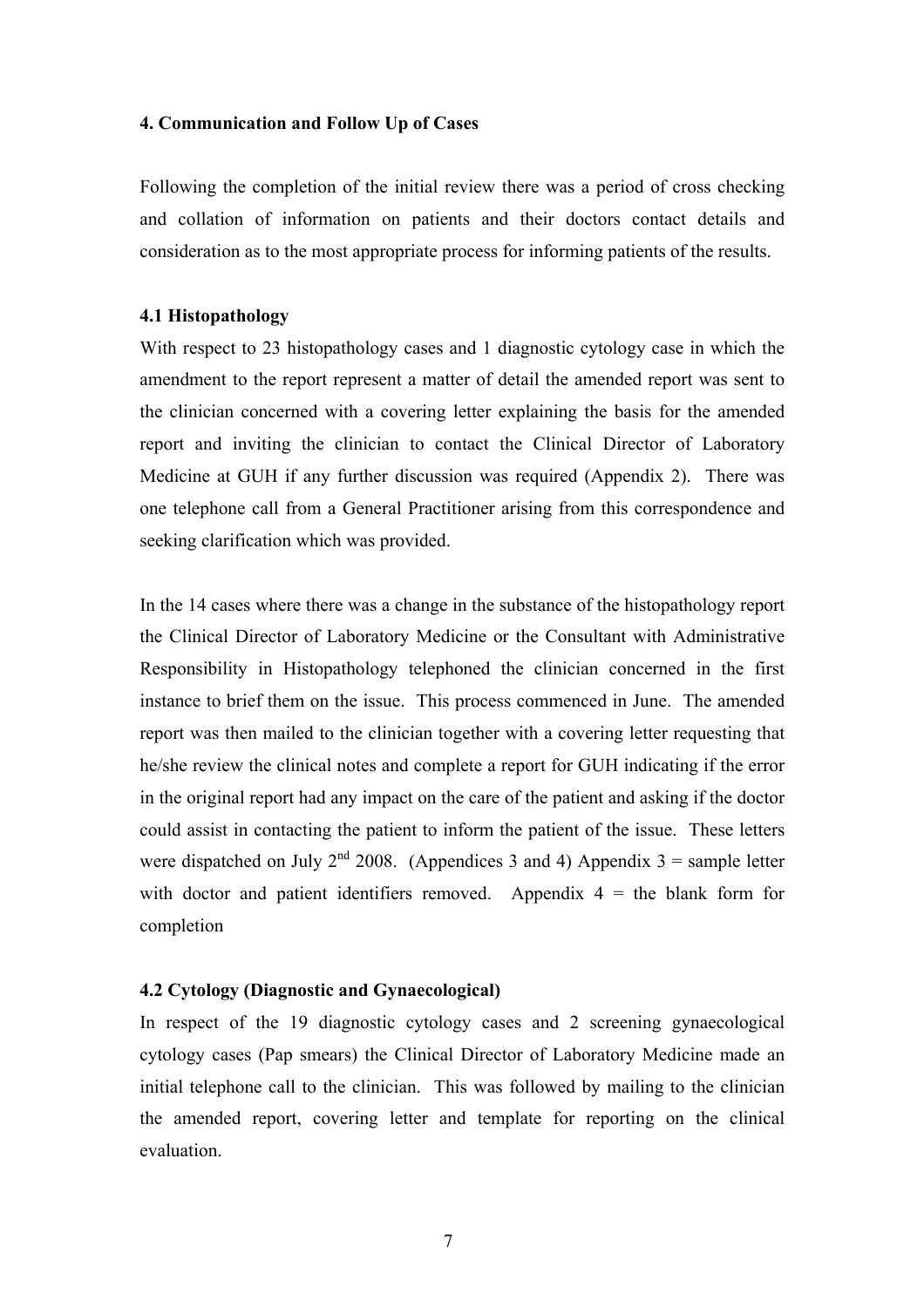## 4. Communication and Follow Up of Cases

Following the completion of the initial review there was a period of cross checking and collation of information on patients and their doctors contact details and consideration as to the most appropriate process for informing patients of the results.

### 4.1 Histopathology

With respect to 23 histopathology cases and 1 diagnostic cytology case in which the amendment to the report represent a matter of detail the amended report was sent to the clinician concerned with a covering letter explaining the basis for the amended report and inviting the clinician to contact the Clinical Director of Laboratory Medicine at GUH if any further discussion was required (Appendix 2). There was one telephone call from a General Practitioner arising from this correspondence and seeking clarification which was provided.

In the 14 cases where there was a change in the substance of the histopathology report the Clinical Director of Laboratory Medicine or the Consultant with Administrative Responsibility in Histopathology telephoned the clinician concerned in the first instance to brief them on the issue. This process commenced in June. The amended report was then mailed to the clinician together with a covering letter requesting that he/she review the clinical notes and complete a report for GUH indicating if the error in the original report had any impact on the care of the patient and asking if the doctor could assist in contacting the patient to inform the patient of the issue. These letters were dispatched on July 2nd 2008. (Appendices 3 and 4) Appendix 3 = sample letter with doctor and patient identifiers removed. Appendix 4 = the blank form for completion

### 4.2 Cytology (Diagnostic and Gynaecological)

In respect of the 19 diagnostic cytology cases and 2 screening gynaecological cytology cases (Pap smears) the Clinical Director of Laboratory Medicine made an initial telephone call to the clinician. This was followed by mailing to the clinician the amended report, covering letter and template for reporting on the clinical evaluation.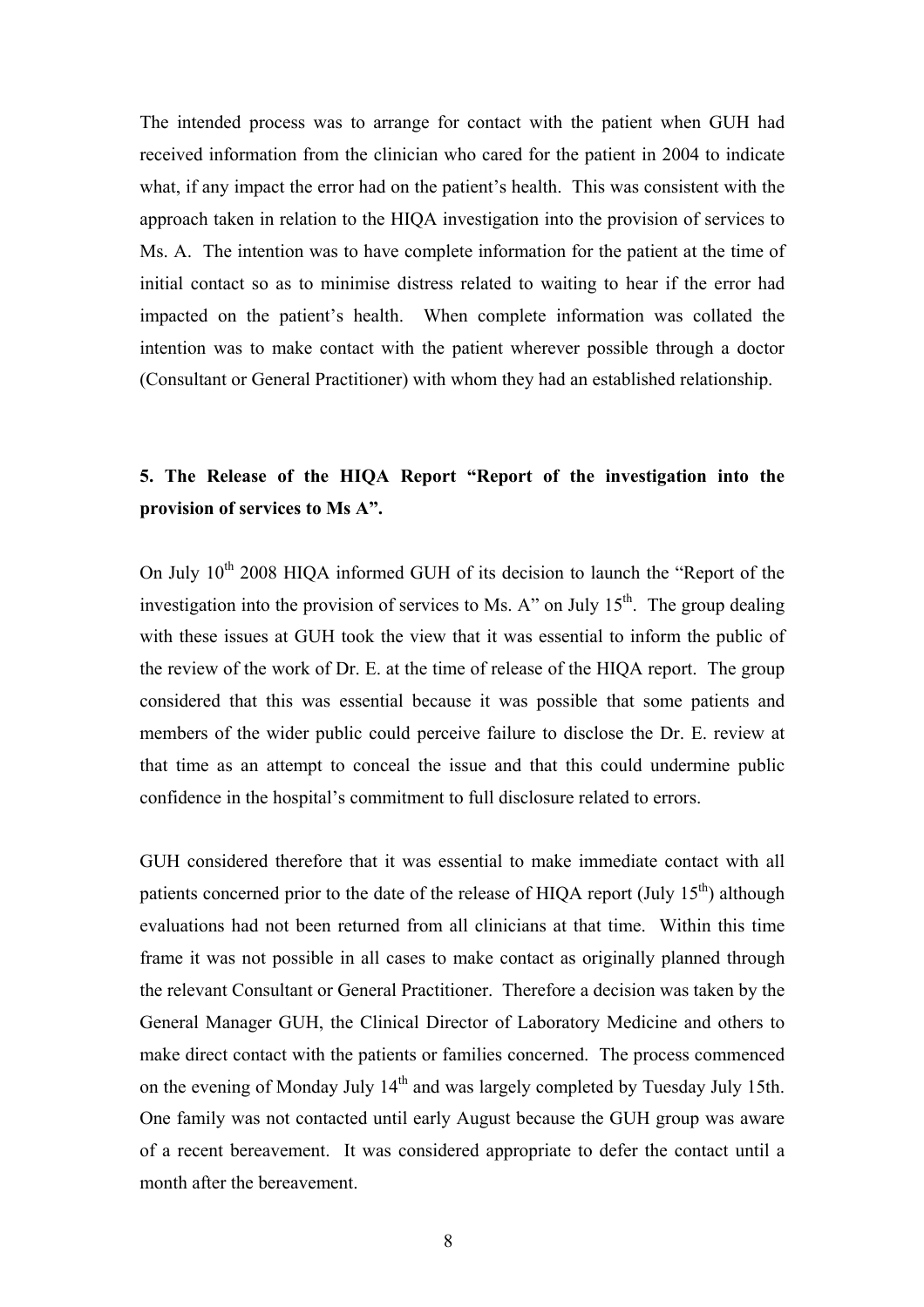The intended process was to arrange for contact with the patient when GUH had received information from the clinician who cared for the patient in 2004 to indicate what, if any impact the error had on the patient's health. This was consistent with the approach taken in relation to the HIQA investigation into the provision of services to Ms. A. The intention was to have complete information for the patient at the time of initial contact so as to minimise distress related to waiting to hear if the error had impacted on the patient's health. When complete information was collated the intention was to make contact with the patient wherever possible through a doctor (Consultant or General Practitioner) with whom they had an established relationship.

## 5. The Release of the HIQA Report "Report of the investigation into the provision of services to Ms A".

On July 10th 2008 HIQA informed GUH of its decision to launch the "Report of the investigation into the provision of services to Ms. A" on July 15th. The group dealing with these issues at GUH took the view that it was essential to inform the public of the review of the work of Dr. E. at the time of release of the HIQA report. The group considered that this was essential because it was possible that some patients and members of the wider public could perceive failure to disclose the Dr. E. review at that time as an attempt to conceal the issue and that this could undermine public confidence in the hospital's commitment to full disclosure related to errors.

GUH considered therefore that it was essential to make immediate contact with all patients concerned prior to the date of the release of HIQA report (July 15th) although evaluations had not been returned from all clinicians at that time. Within this time frame it was not possible in all cases to make contact as originally planned through the relevant Consultant or General Practitioner. Therefore a decision was taken by the General Manager GUH, the Clinical Director of Laboratory Medicine and others to make direct contact with the patients or families concerned. The process commenced on the evening of Monday July 14th and was largely completed by Tuesday July 15th. One family was not contacted until early August because the GUH group was aware of a recent bereavement. It was considered appropriate to defer the contact until a month after the bereavement.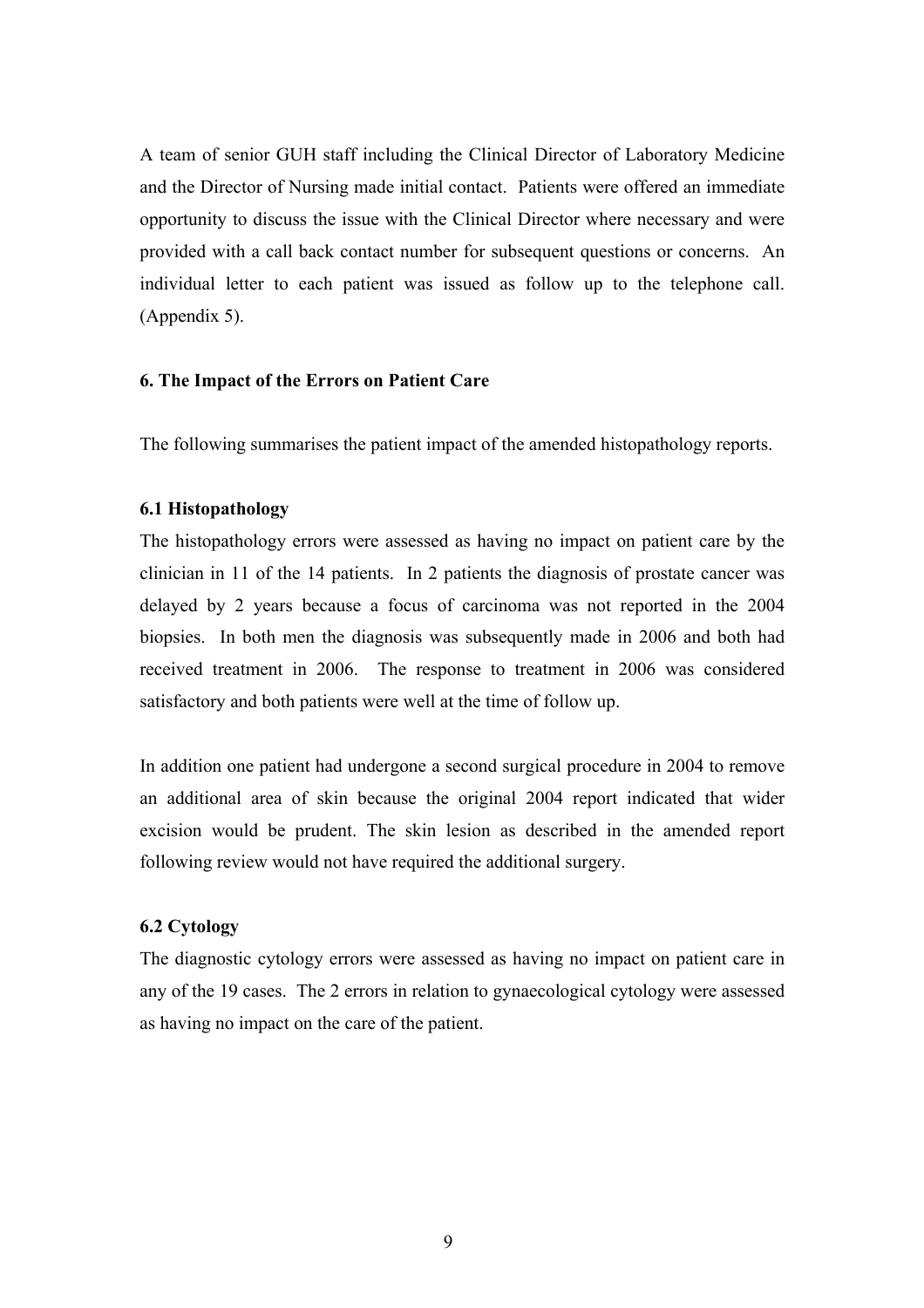A team of senior GUH staff including the Clinical Director of Laboratory Medicine and the Director of Nursing made initial contact. Patients were offered an immediate opportunity to discuss the issue with the Clinical Director where necessary and were provided with a call back contact number for subsequent questions or concerns. An individual letter to each patient was issued as follow up to the telephone call. (Appendix 5).

## 6. The Impact of the Errors on Patient Care

The following summarises the patient impact of the amended histopathology reports.

### 6.1 Histopathology

The histopathology errors were assessed as having no impact on patient care by the clinician in 11 of the 14 patients. In 2 patients the diagnosis of prostate cancer was delayed by 2 years because a focus of carcinoma was not reported in the 2004 biopsies. In both men the diagnosis was subsequently made in 2006 and both had received treatment in 2006. The response to treatment in 2006 was considered satisfactory and both patients were well at the time of follow up.

In addition one patient had undergone a second surgical procedure in 2004 to remove an additional area of skin because the original 2004 report indicated that wider excision would be prudent. The skin lesion as described in the amended report following review would not have required the additional surgery.

### 6.2 Cytology

The diagnostic cytology errors were assessed as having no impact on patient care in any of the 19 cases. The 2 errors in relation to gynaecological cytology were assessed as having no impact on the care of the patient.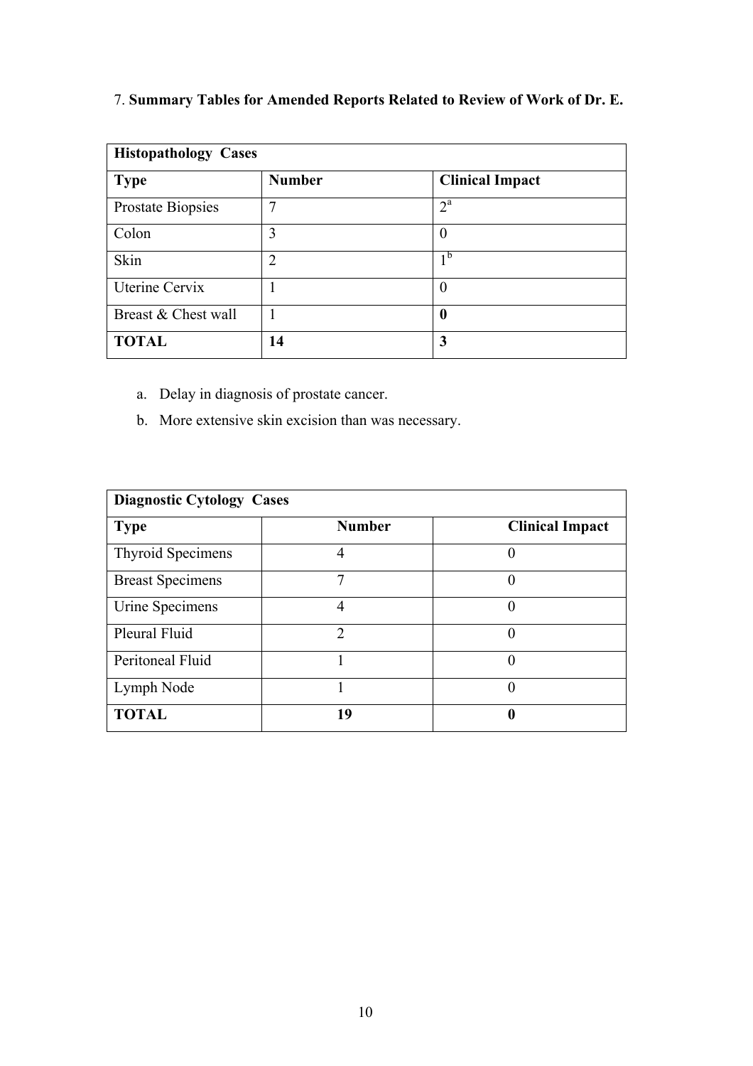7. **Summary Tables for Amended Reports Related to Review of Work of Dr. E.**

| **Histopathology Cases** | | |
|---|---|---|
| **Type** | **Number** | **Clinical Impact** |
| Prostate Biopsies | 7 | 2[a] |
| Colon | 3 | 0 |
| Skin | 2 | 1[b] |
| Uterine Cervix | 1 | 0 |
| Breast & Chest wall | 1 | **0** |
| **TOTAL** | **14** | **3** |

a. Delay in diagnosis of prostate cancer.

b. More extensive skin excision than was necessary.

| **Diagnostic Cytology Cases** | | |
|---|---|---|
| **Type** | **Number** | **Clinical Impact** |
| Thyroid Specimens | 4 | 0 |
| Breast Specimens | 7 | 0 |
| Urine Specimens | 4 | 0 |
| Pleural Fluid | 2 | 0 |
| Peritoneal Fluid | 1 | 0 |
| Lymph Node | 1 | 0 |
| **TOTAL** | **19** | **0** |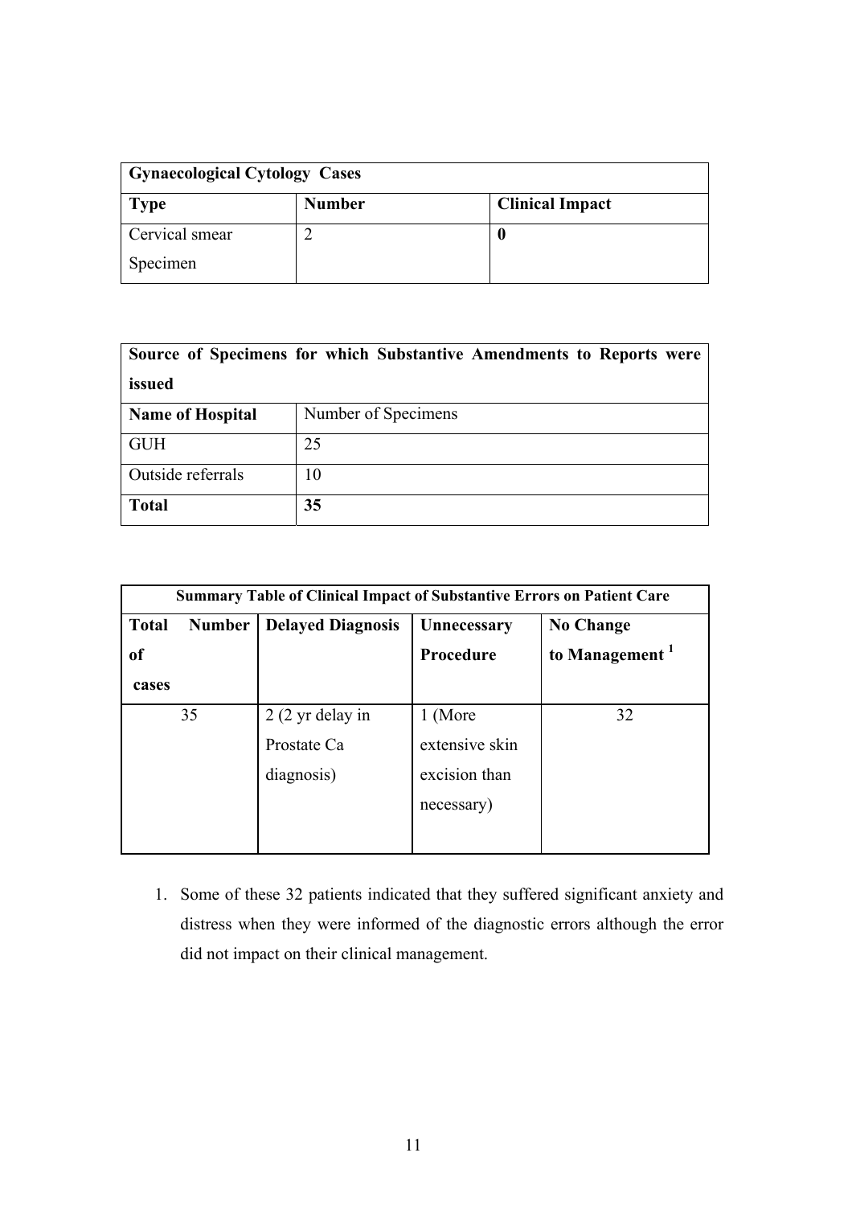| **Gynaecological Cytology Cases** | | |
|---|---|---|
| **Type** | **Number** | **Clinical Impact** |
| Cervical smear Specimen | 2 | **0** |

| **Source of Specimens for which Substantive Amendments to Reports were issued** | |
|---|---|
| **Name of Hospital** | Number of Specimens |
| GUH | 25 |
| Outside referrals | 10 |
| **Total** | **35** |

| **Summary Table of Clinical Impact of Substantive Errors on Patient Care** | | | |
|---|---|---|---|
| **Total Number of cases** | **Delayed Diagnosis** | **Unnecessary Procedure** | **No Change to Management [1]** |
| 35 | 2 (2 yr delay in Prostate Ca diagnosis) | 1 (More extensive skin excision than necessary) | 32 |

1. Some of these 32 patients indicated that they suffered significant anxiety and distress when they were informed of the diagnostic errors although the error did not impact on their clinical management.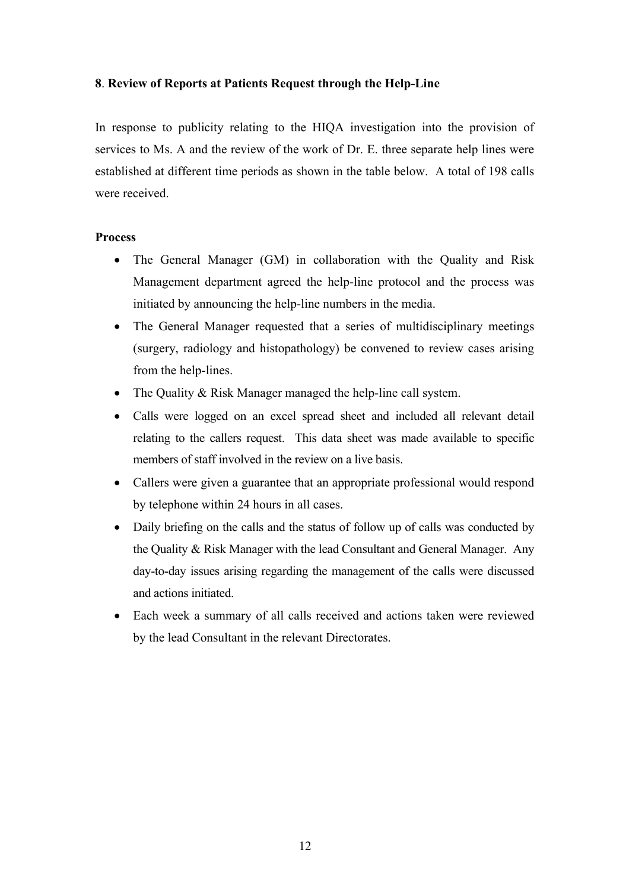**8**. **Review of Reports at Patients Request through the Help-Line**

In response to publicity relating to the HIQA investigation into the provision of services to Ms. A and the review of the work of Dr. E. three separate help lines were established at different time periods as shown in the table below. A total of 198 calls were received.

**Process**

- The General Manager (GM) in collaboration with the Quality and Risk Management department agreed the help-line protocol and the process was initiated by announcing the help-line numbers in the media.
- The General Manager requested that a series of multidisciplinary meetings (surgery, radiology and histopathology) be convened to review cases arising from the help-lines.
- The Quality & Risk Manager managed the help-line call system.
- Calls were logged on an excel spread sheet and included all relevant detail relating to the callers request. This data sheet was made available to specific members of staff involved in the review on a live basis.
- Callers were given a guarantee that an appropriate professional would respond by telephone within 24 hours in all cases.
- Daily briefing on the calls and the status of follow up of calls was conducted by the Quality & Risk Manager with the lead Consultant and General Manager. Any day-to-day issues arising regarding the management of the calls were discussed and actions initiated.
- Each week a summary of all calls received and actions taken were reviewed by the lead Consultant in the relevant Directorates.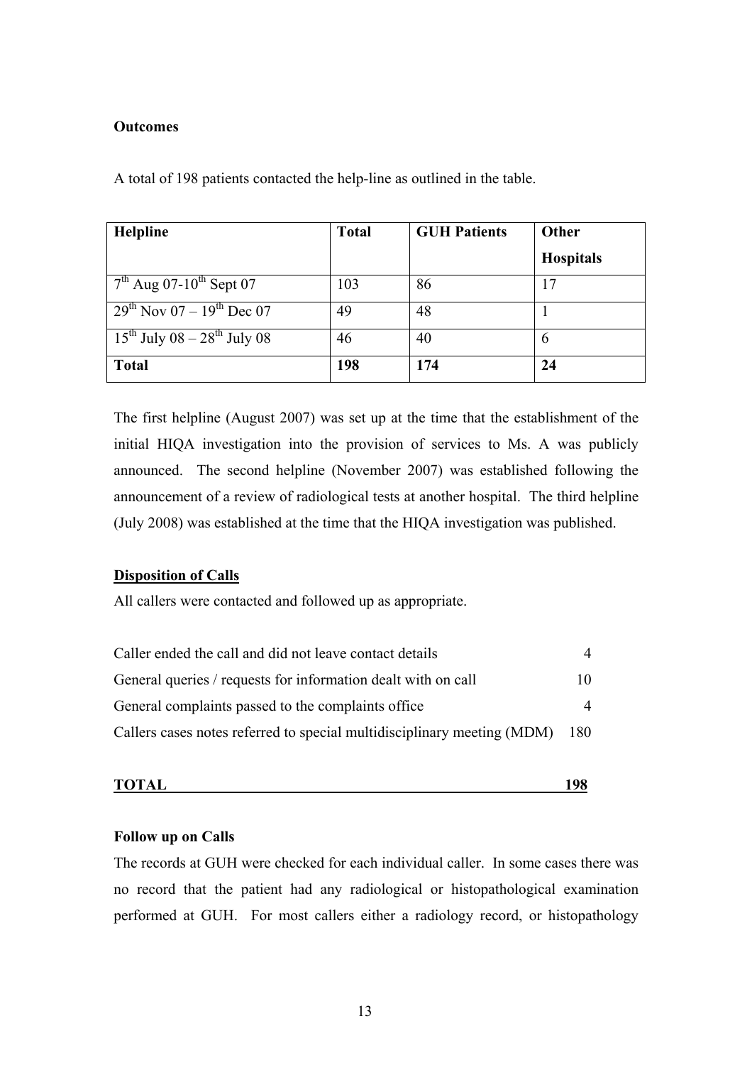**Outcomes**

A total of 198 patients contacted the help-line as outlined in the table.

| **Helpline** | **Total** | **GUH Patients** | **Other Hospitals** |
|---|---|---|---|
| 7th Aug 07-10th Sept 07 | 103 | 86 | 17 |
| 29th Nov 07 – 19th Dec 07 | 49 | 48 | 1 |
| 15th July 08 – 28th July 08 | 46 | 40 | 6 |
| **Total** | **198** | **174** | **24** |

The first helpline (August 2007) was set up at the time that the establishment of the initial HIQA investigation into the provision of services to Ms. A was publicly announced. The second helpline (November 2007) was established following the announcement of a review of radiological tests at another hospital. The third helpline (July 2008) was established at the time that the HIQA investigation was published.

**Disposition of Calls**

All callers were contacted and followed up as appropriate.

| | |
|---|---|
| Caller ended the call and did not leave contact details | 4 |
| General queries / requests for information dealt with on call | 10 |
| General complaints passed to the complaints office | 4 |
| Callers cases notes referred to special multidisciplinary meeting (MDM) | 180 |
| **TOTAL** | **198** |

**Follow up on Calls**

The records at GUH were checked for each individual caller. In some cases there was no record that the patient had any radiological or histopathological examination performed at GUH. For most callers either a radiology record, or histopathology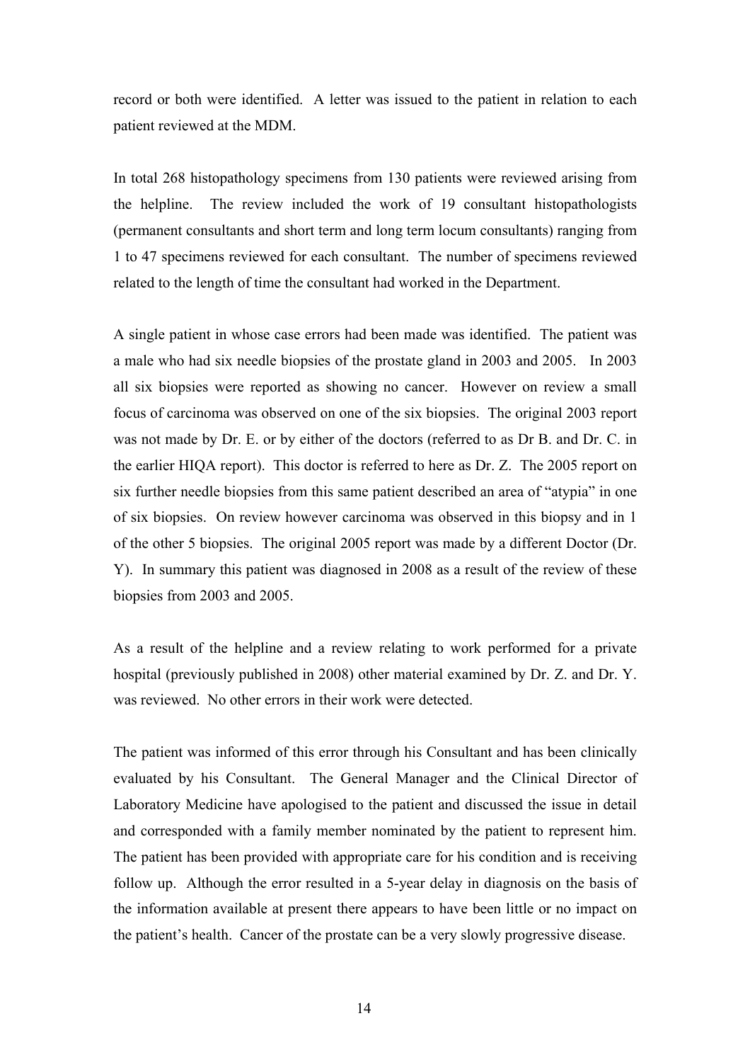record or both were identified. A letter was issued to the patient in relation to each patient reviewed at the MDM.

In total 268 histopathology specimens from 130 patients were reviewed arising from the helpline. The review included the work of 19 consultant histopathologists (permanent consultants and short term and long term locum consultants) ranging from 1 to 47 specimens reviewed for each consultant. The number of specimens reviewed related to the length of time the consultant had worked in the Department.

A single patient in whose case errors had been made was identified. The patient was a male who had six needle biopsies of the prostate gland in 2003 and 2005. In 2003 all six biopsies were reported as showing no cancer. However on review a small focus of carcinoma was observed on one of the six biopsies. The original 2003 report was not made by Dr. E. or by either of the doctors (referred to as Dr B. and Dr. C. in the earlier HIQA report). This doctor is referred to here as Dr. Z. The 2005 report on six further needle biopsies from this same patient described an area of "atypia" in one of six biopsies. On review however carcinoma was observed in this biopsy and in 1 of the other 5 biopsies. The original 2005 report was made by a different Doctor (Dr. Y). In summary this patient was diagnosed in 2008 as a result of the review of these biopsies from 2003 and 2005.

As a result of the helpline and a review relating to work performed for a private hospital (previously published in 2008) other material examined by Dr. Z. and Dr. Y. was reviewed. No other errors in their work were detected.

The patient was informed of this error through his Consultant and has been clinically evaluated by his Consultant. The General Manager and the Clinical Director of Laboratory Medicine have apologised to the patient and discussed the issue in detail and corresponded with a family member nominated by the patient to represent him. The patient has been provided with appropriate care for his condition and is receiving follow up. Although the error resulted in a 5-year delay in diagnosis on the basis of the information available at present there appears to have been little or no impact on the patient's health. Cancer of the prostate can be a very slowly progressive disease.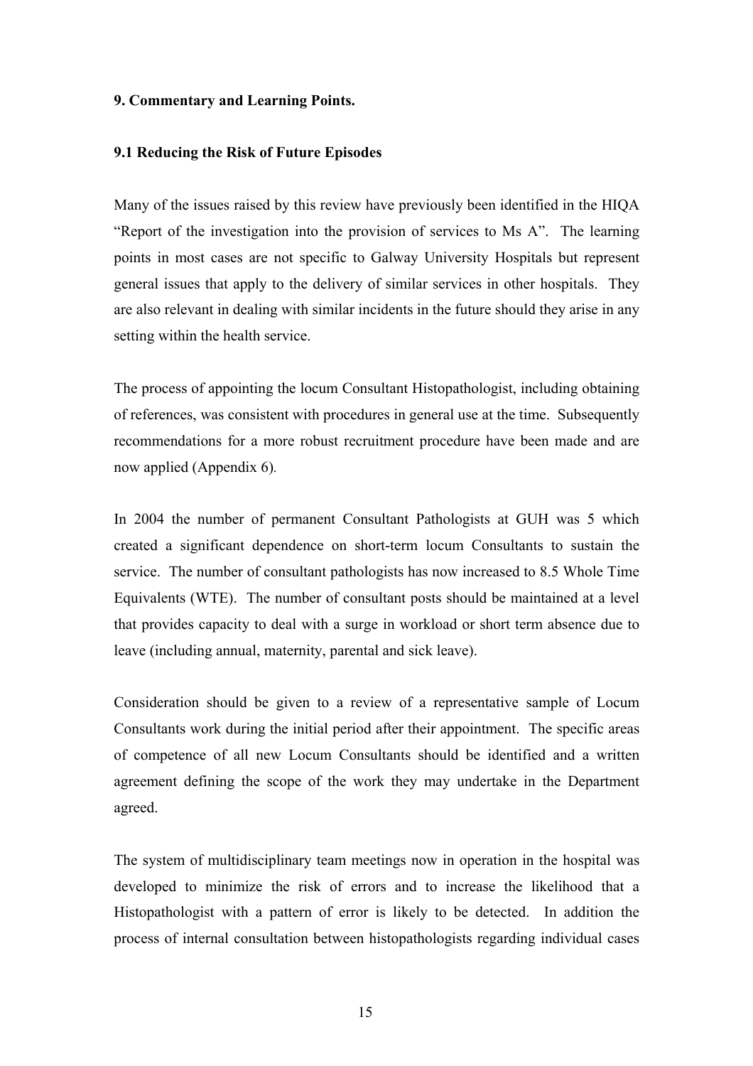## 9. Commentary and Learning Points.

### 9.1 Reducing the Risk of Future Episodes

Many of the issues raised by this review have previously been identified in the HIQA "Report of the investigation into the provision of services to Ms A". The learning points in most cases are not specific to Galway University Hospitals but represent general issues that apply to the delivery of similar services in other hospitals. They are also relevant in dealing with similar incidents in the future should they arise in any setting within the health service.

The process of appointing the locum Consultant Histopathologist, including obtaining of references, was consistent with procedures in general use at the time. Subsequently recommendations for a more robust recruitment procedure have been made and are now applied (Appendix 6).

In 2004 the number of permanent Consultant Pathologists at GUH was 5 which created a significant dependence on short-term locum Consultants to sustain the service. The number of consultant pathologists has now increased to 8.5 Whole Time Equivalents (WTE). The number of consultant posts should be maintained at a level that provides capacity to deal with a surge in workload or short term absence due to leave (including annual, maternity, parental and sick leave).

Consideration should be given to a review of a representative sample of Locum Consultants work during the initial period after their appointment. The specific areas of competence of all new Locum Consultants should be identified and a written agreement defining the scope of the work they may undertake in the Department agreed.

The system of multidisciplinary team meetings now in operation in the hospital was developed to minimize the risk of errors and to increase the likelihood that a Histopathologist with a pattern of error is likely to be detected. In addition the process of internal consultation between histopathologists regarding individual cases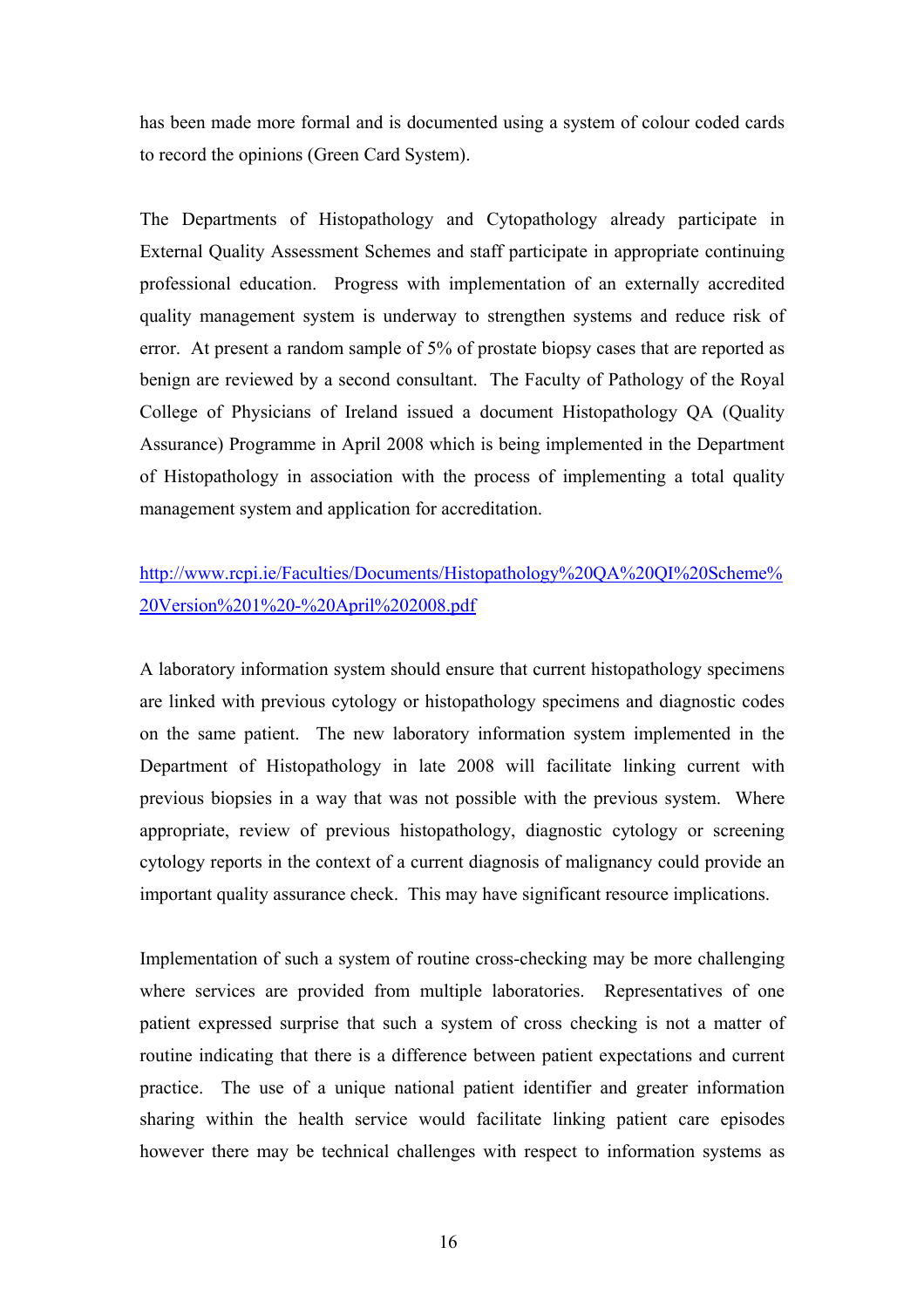has been made more formal and is documented using a system of colour coded cards to record the opinions (Green Card System).

The Departments of Histopathology and Cytopathology already participate in External Quality Assessment Schemes and staff participate in appropriate continuing professional education. Progress with implementation of an externally accredited quality management system is underway to strengthen systems and reduce risk of error. At present a random sample of 5% of prostate biopsy cases that are reported as benign are reviewed by a second consultant. The Faculty of Pathology of the Royal College of Physicians of Ireland issued a document Histopathology QA (Quality Assurance) Programme in April 2008 which is being implemented in the Department of Histopathology in association with the process of implementing a total quality management system and application for accreditation.

http://www.rcpi.ie/Faculties/Documents/Histopathology%20QA%20QI%20Scheme%20Version%201%20-%20April%202008.pdf

A laboratory information system should ensure that current histopathology specimens are linked with previous cytology or histopathology specimens and diagnostic codes on the same patient. The new laboratory information system implemented in the Department of Histopathology in late 2008 will facilitate linking current with previous biopsies in a way that was not possible with the previous system. Where appropriate, review of previous histopathology, diagnostic cytology or screening cytology reports in the context of a current diagnosis of malignancy could provide an important quality assurance check. This may have significant resource implications.

Implementation of such a system of routine cross-checking may be more challenging where services are provided from multiple laboratories. Representatives of one patient expressed surprise that such a system of cross checking is not a matter of routine indicating that there is a difference between patient expectations and current practice. The use of a unique national patient identifier and greater information sharing within the health service would facilitate linking patient care episodes however there may be technical challenges with respect to information systems as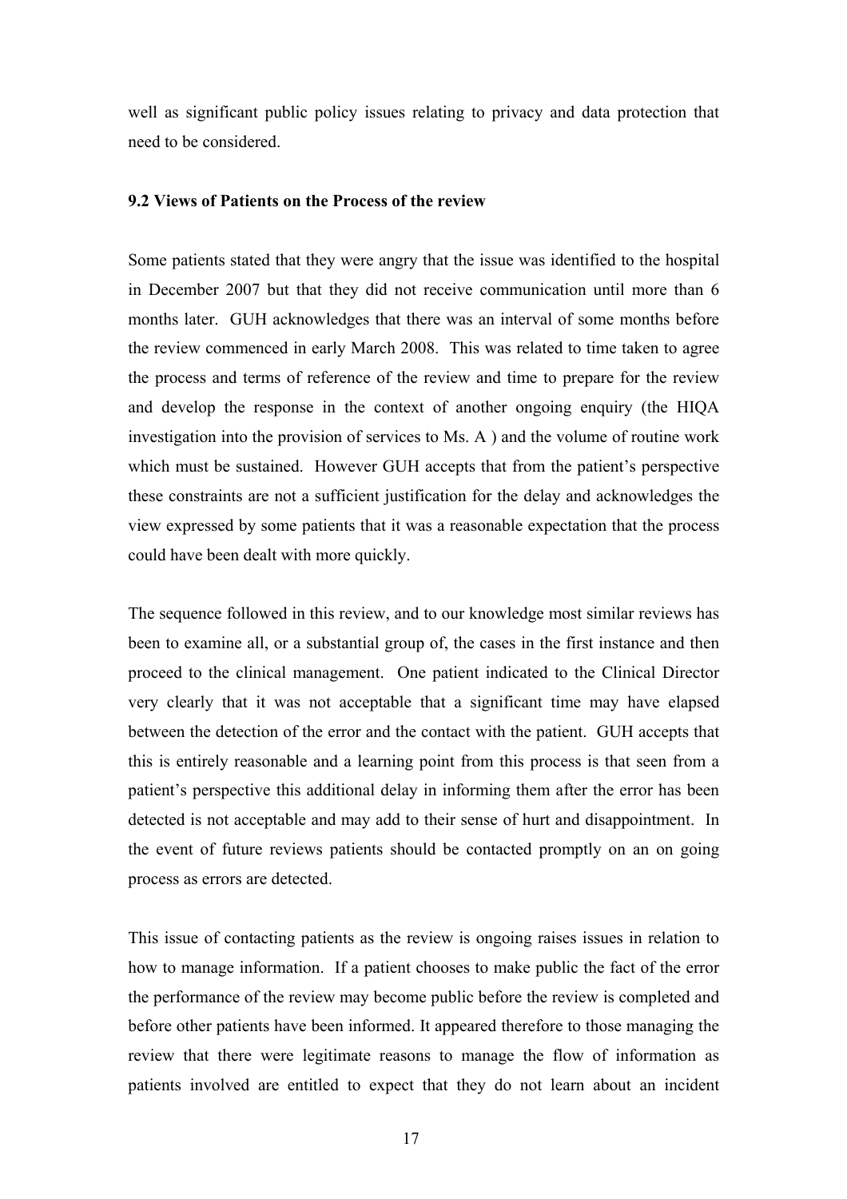well as significant public policy issues relating to privacy and data protection that need to be considered.

### 9.2 Views of Patients on the Process of the review

Some patients stated that they were angry that the issue was identified to the hospital in December 2007 but that they did not receive communication until more than 6 months later. GUH acknowledges that there was an interval of some months before the review commenced in early March 2008. This was related to time taken to agree the process and terms of reference of the review and time to prepare for the review and develop the response in the context of another ongoing enquiry (the HIQA investigation into the provision of services to Ms. A ) and the volume of routine work which must be sustained. However GUH accepts that from the patient's perspective these constraints are not a sufficient justification for the delay and acknowledges the view expressed by some patients that it was a reasonable expectation that the process could have been dealt with more quickly.

The sequence followed in this review, and to our knowledge most similar reviews has been to examine all, or a substantial group of, the cases in the first instance and then proceed to the clinical management. One patient indicated to the Clinical Director very clearly that it was not acceptable that a significant time may have elapsed between the detection of the error and the contact with the patient. GUH accepts that this is entirely reasonable and a learning point from this process is that seen from a patient's perspective this additional delay in informing them after the error has been detected is not acceptable and may add to their sense of hurt and disappointment. In the event of future reviews patients should be contacted promptly on an on going process as errors are detected.

This issue of contacting patients as the review is ongoing raises issues in relation to how to manage information. If a patient chooses to make public the fact of the error the performance of the review may become public before the review is completed and before other patients have been informed. It appeared therefore to those managing the review that there were legitimate reasons to manage the flow of information as patients involved are entitled to expect that they do not learn about an incident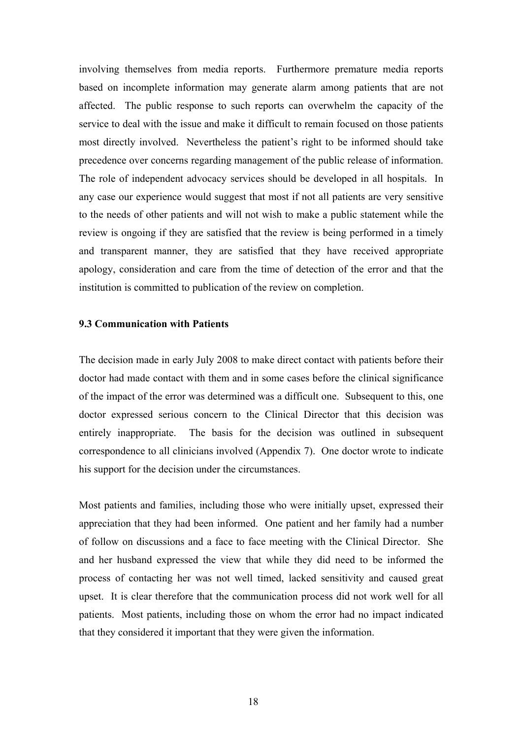involving themselves from media reports. Furthermore premature media reports based on incomplete information may generate alarm among patients that are not affected. The public response to such reports can overwhelm the capacity of the service to deal with the issue and make it difficult to remain focused on those patients most directly involved. Nevertheless the patient's right to be informed should take precedence over concerns regarding management of the public release of information. The role of independent advocacy services should be developed in all hospitals. In any case our experience would suggest that most if not all patients are very sensitive to the needs of other patients and will not wish to make a public statement while the review is ongoing if they are satisfied that the review is being performed in a timely and transparent manner, they are satisfied that they have received appropriate apology, consideration and care from the time of detection of the error and that the institution is committed to publication of the review on completion.

### 9.3 Communication with Patients

The decision made in early July 2008 to make direct contact with patients before their doctor had made contact with them and in some cases before the clinical significance of the impact of the error was determined was a difficult one. Subsequent to this, one doctor expressed serious concern to the Clinical Director that this decision was entirely inappropriate. The basis for the decision was outlined in subsequent correspondence to all clinicians involved (Appendix 7). One doctor wrote to indicate his support for the decision under the circumstances.

Most patients and families, including those who were initially upset, expressed their appreciation that they had been informed. One patient and her family had a number of follow on discussions and a face to face meeting with the Clinical Director. She and her husband expressed the view that while they did need to be informed the process of contacting her was not well timed, lacked sensitivity and caused great upset. It is clear therefore that the communication process did not work well for all patients. Most patients, including those on whom the error had no impact indicated that they considered it important that they were given the information.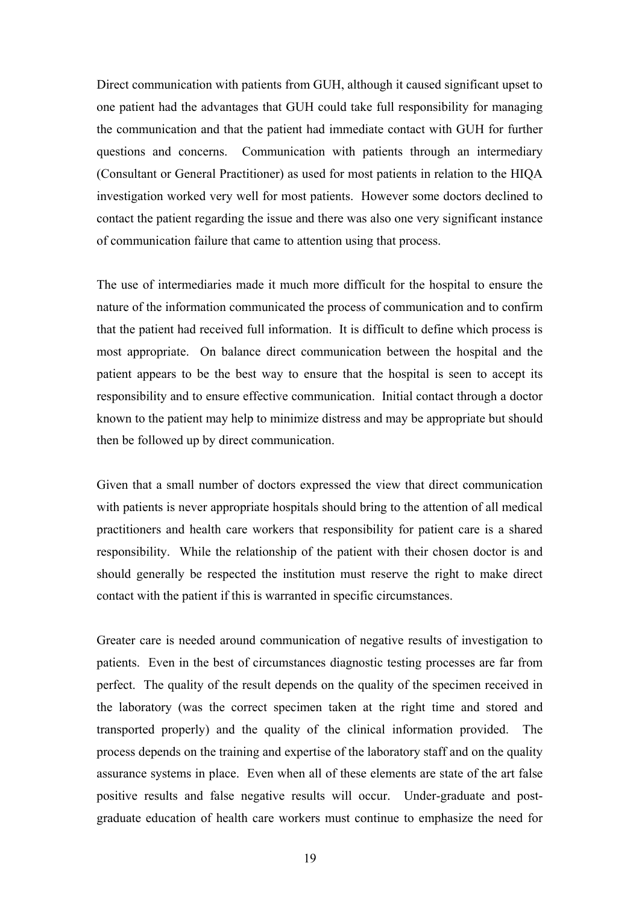Direct communication with patients from GUH, although it caused significant upset to one patient had the advantages that GUH could take full responsibility for managing the communication and that the patient had immediate contact with GUH for further questions and concerns. Communication with patients through an intermediary (Consultant or General Practitioner) as used for most patients in relation to the HIQA investigation worked very well for most patients. However some doctors declined to contact the patient regarding the issue and there was also one very significant instance of communication failure that came to attention using that process.

The use of intermediaries made it much more difficult for the hospital to ensure the nature of the information communicated the process of communication and to confirm that the patient had received full information. It is difficult to define which process is most appropriate. On balance direct communication between the hospital and the patient appears to be the best way to ensure that the hospital is seen to accept its responsibility and to ensure effective communication. Initial contact through a doctor known to the patient may help to minimize distress and may be appropriate but should then be followed up by direct communication.

Given that a small number of doctors expressed the view that direct communication with patients is never appropriate hospitals should bring to the attention of all medical practitioners and health care workers that responsibility for patient care is a shared responsibility. While the relationship of the patient with their chosen doctor is and should generally be respected the institution must reserve the right to make direct contact with the patient if this is warranted in specific circumstances.

Greater care is needed around communication of negative results of investigation to patients. Even in the best of circumstances diagnostic testing processes are far from perfect. The quality of the result depends on the quality of the specimen received in the laboratory (was the correct specimen taken at the right time and stored and transported properly) and the quality of the clinical information provided. The process depends on the training and expertise of the laboratory staff and on the quality assurance systems in place. Even when all of these elements are state of the art false positive results and false negative results will occur. Under-graduate and post-graduate education of health care workers must continue to emphasize the need for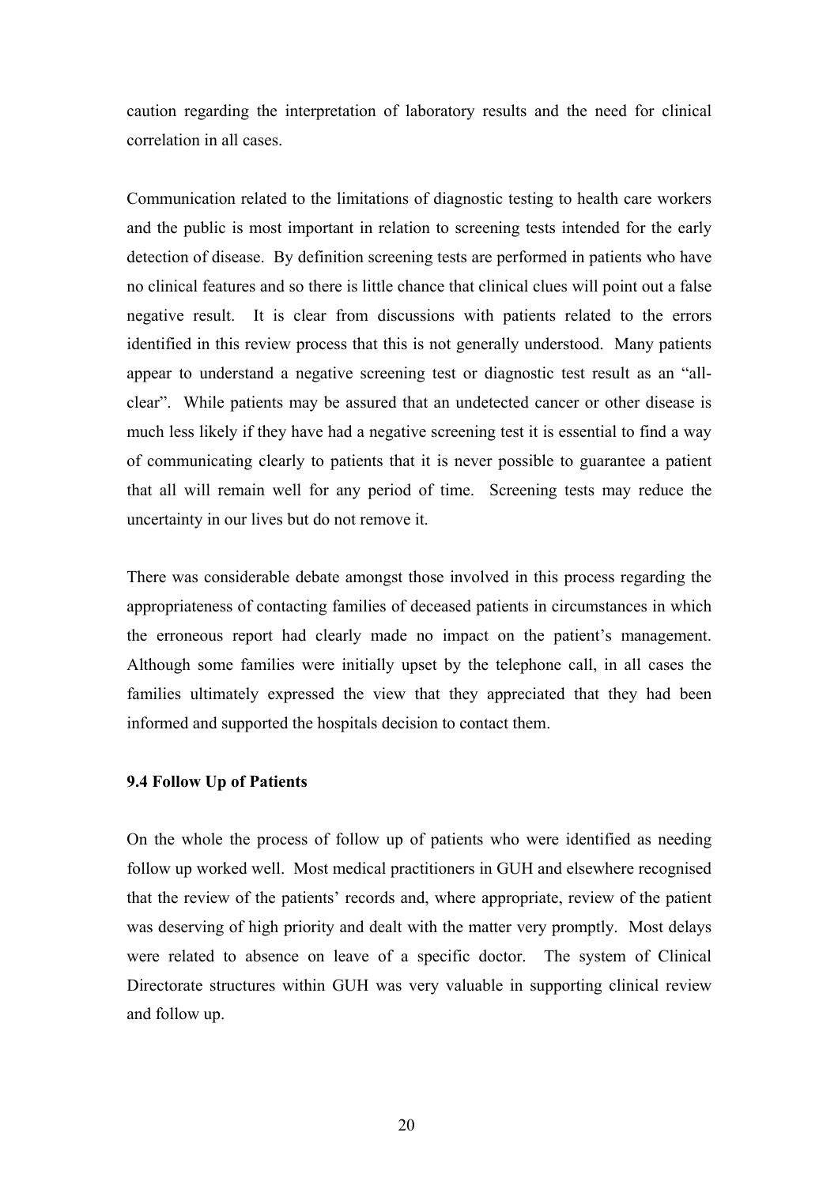caution regarding the interpretation of laboratory results and the need for clinical correlation in all cases.

Communication related to the limitations of diagnostic testing to health care workers and the public is most important in relation to screening tests intended for the early detection of disease. By definition screening tests are performed in patients who have no clinical features and so there is little chance that clinical clues will point out a false negative result. It is clear from discussions with patients related to the errors identified in this review process that this is not generally understood. Many patients appear to understand a negative screening test or diagnostic test result as an "all-clear". While patients may be assured that an undetected cancer or other disease is much less likely if they have had a negative screening test it is essential to find a way of communicating clearly to patients that it is never possible to guarantee a patient that all will remain well for any period of time. Screening tests may reduce the uncertainty in our lives but do not remove it.

There was considerable debate amongst those involved in this process regarding the appropriateness of contacting families of deceased patients in circumstances in which the erroneous report had clearly made no impact on the patient's management. Although some families were initially upset by the telephone call, in all cases the families ultimately expressed the view that they appreciated that they had been informed and supported the hospitals decision to contact them.

**9.4 Follow Up of Patients**

On the whole the process of follow up of patients who were identified as needing follow up worked well. Most medical practitioners in GUH and elsewhere recognised that the review of the patients' records and, where appropriate, review of the patient was deserving of high priority and dealt with the matter very promptly. Most delays were related to absence on leave of a specific doctor. The system of Clinical Directorate structures within GUH was very valuable in supporting clinical review and follow up.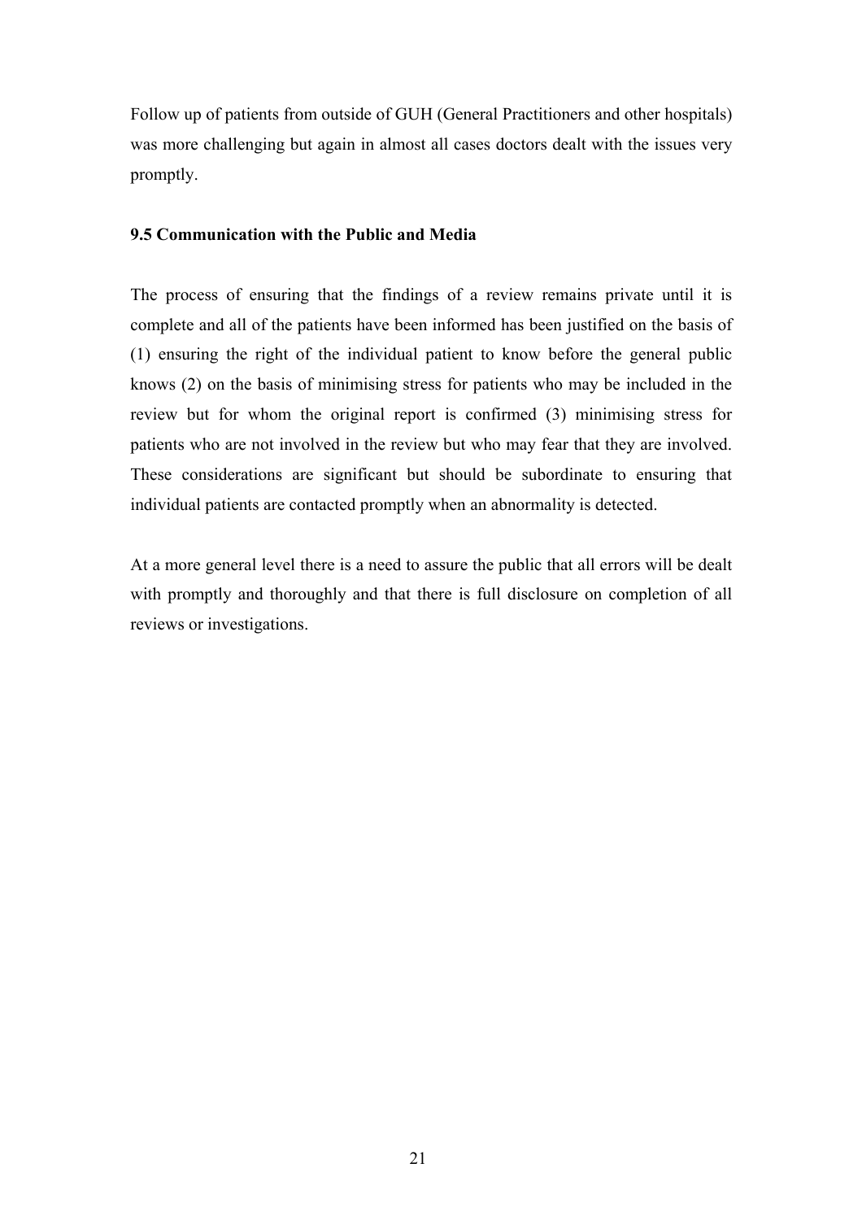Follow up of patients from outside of GUH (General Practitioners and other hospitals) was more challenging but again in almost all cases doctors dealt with the issues very promptly.

### 9.5 Communication with the Public and Media

The process of ensuring that the findings of a review remains private until it is complete and all of the patients have been informed has been justified on the basis of (1) ensuring the right of the individual patient to know before the general public knows (2) on the basis of minimising stress for patients who may be included in the review but for whom the original report is confirmed (3) minimising stress for patients who are not involved in the review but who may fear that they are involved. These considerations are significant but should be subordinate to ensuring that individual patients are contacted promptly when an abnormality is detected.

At a more general level there is a need to assure the public that all errors will be dealt with promptly and thoroughly and that there is full disclosure on completion of all reviews or investigations.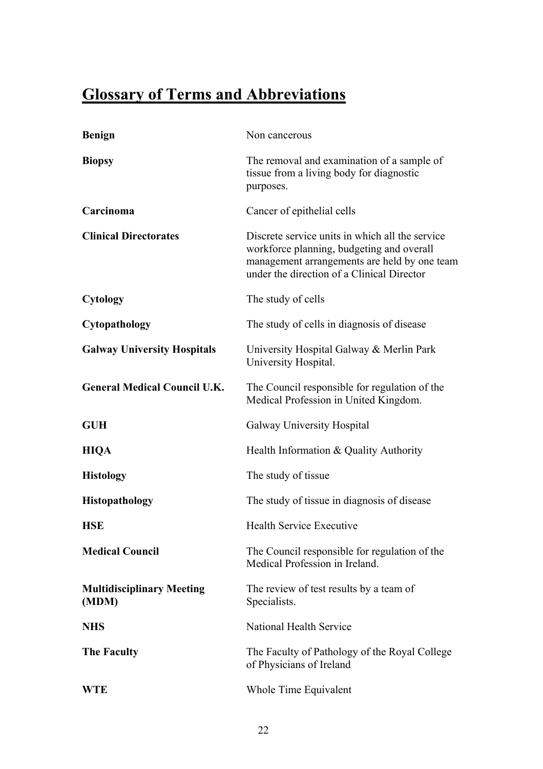# Glossary of Terms and Abbreviations

| | |
|---|---|
| **Benign** | Non cancerous |
| **Biopsy** | The removal and examination of a sample of tissue from a living body for diagnostic purposes. |
| **Carcinoma** | Cancer of epithelial cells |
| **Clinical Directorates** | Discrete service units in which all the service workforce planning, budgeting and overall management arrangements are held by one team under the direction of a Clinical Director |
| **Cytology** | The study of cells |
| **Cytopathology** | The study of cells in diagnosis of disease |
| **Galway University Hospitals** | University Hospital Galway & Merlin Park University Hospital. |
| **General Medical Council U.K.** | The Council responsible for regulation of the Medical Profession in United Kingdom. |
| **GUH** | Galway University Hospital |
| **HIQA** | Health Information & Quality Authority |
| **Histology** | The study of tissue |
| **Histopathology** | The study of tissue in diagnosis of disease |
| **HSE** | Health Service Executive |
| **Medical Council** | The Council responsible for regulation of the Medical Profession in Ireland. |
| **Multidisciplinary Meeting (MDM)** | The review of test results by a team of Specialists. |
| **NHS** | National Health Service |
| **The Faculty** | The Faculty of Pathology of the Royal College of Physicians of Ireland |
| **WTE** | Whole Time Equivalent |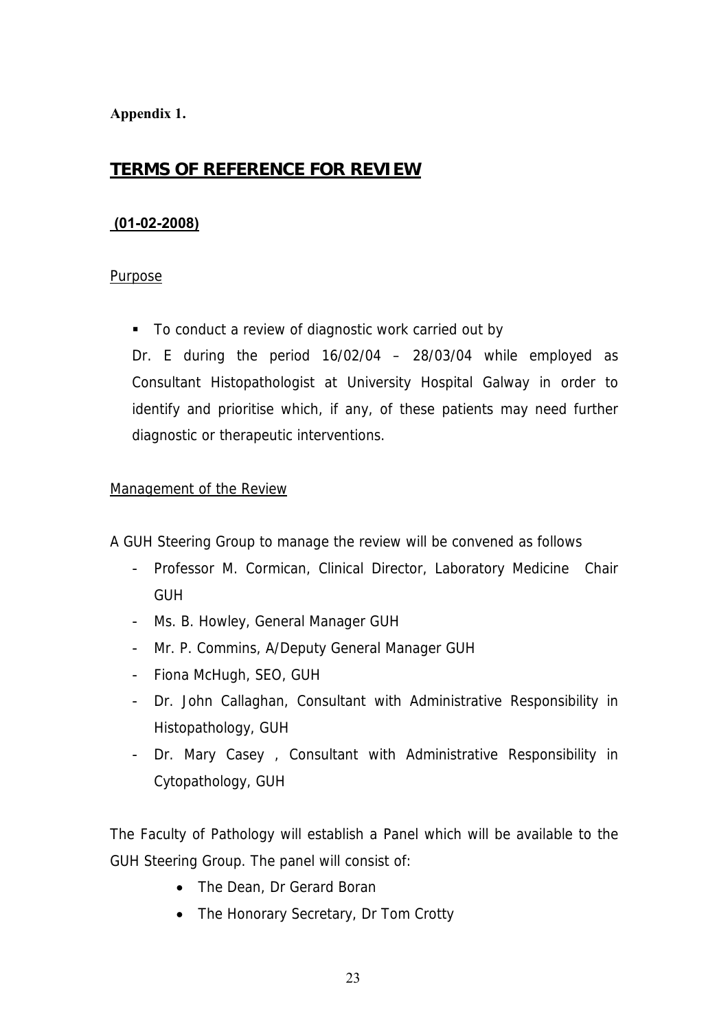**Appendix 1.**

## TERMS OF REFERENCE FOR REVIEW

**(01-02-2008)**

Purpose

- To conduct a review of diagnostic work carried out by Dr. E during the period 16/02/04 – 28/03/04 while employed as Consultant Histopathologist at University Hospital Galway in order to identify and prioritise which, if any, of these patients may need further diagnostic or therapeutic interventions.

Management of the Review

A GUH Steering Group to manage the review will be convened as follows

- Professor M. Cormican, Clinical Director, Laboratory Medicine Chair GUH
- Ms. B. Howley, General Manager GUH
- Mr. P. Commins, A/Deputy General Manager GUH
- Fiona McHugh, SEO, GUH
- Dr. John Callaghan, Consultant with Administrative Responsibility in Histopathology, GUH
- Dr. Mary Casey , Consultant with Administrative Responsibility in Cytopathology, GUH

The Faculty of Pathology will establish a Panel which will be available to the GUH Steering Group. The panel will consist of:

- The Dean, Dr Gerard Boran
- The Honorary Secretary, Dr Tom Crotty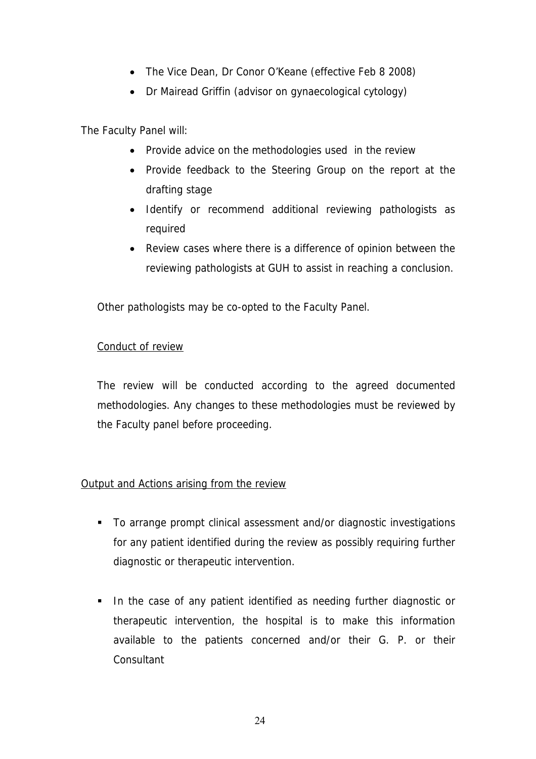- The Vice Dean, Dr Conor O'Keane (effective Feb 8 2008)
- Dr Mairead Griffin (advisor on gynaecological cytology)

The Faculty Panel will:

- Provide advice on the methodologies used in the review
- Provide feedback to the Steering Group on the report at the drafting stage
- Identify or recommend additional reviewing pathologists as required
- Review cases where there is a difference of opinion between the reviewing pathologists at GUH to assist in reaching a conclusion.

Other pathologists may be co-opted to the Faculty Panel.

<u>Conduct of review</u>

The review will be conducted according to the agreed documented methodologies. Any changes to these methodologies must be reviewed by the Faculty panel before proceeding.

<u>Output and Actions arising from the review</u>

- To arrange prompt clinical assessment and/or diagnostic investigations for any patient identified during the review as possibly requiring further diagnostic or therapeutic intervention.

- In the case of any patient identified as needing further diagnostic or therapeutic intervention, the hospital is to make this information available to the patients concerned and/or their G. P. or their Consultant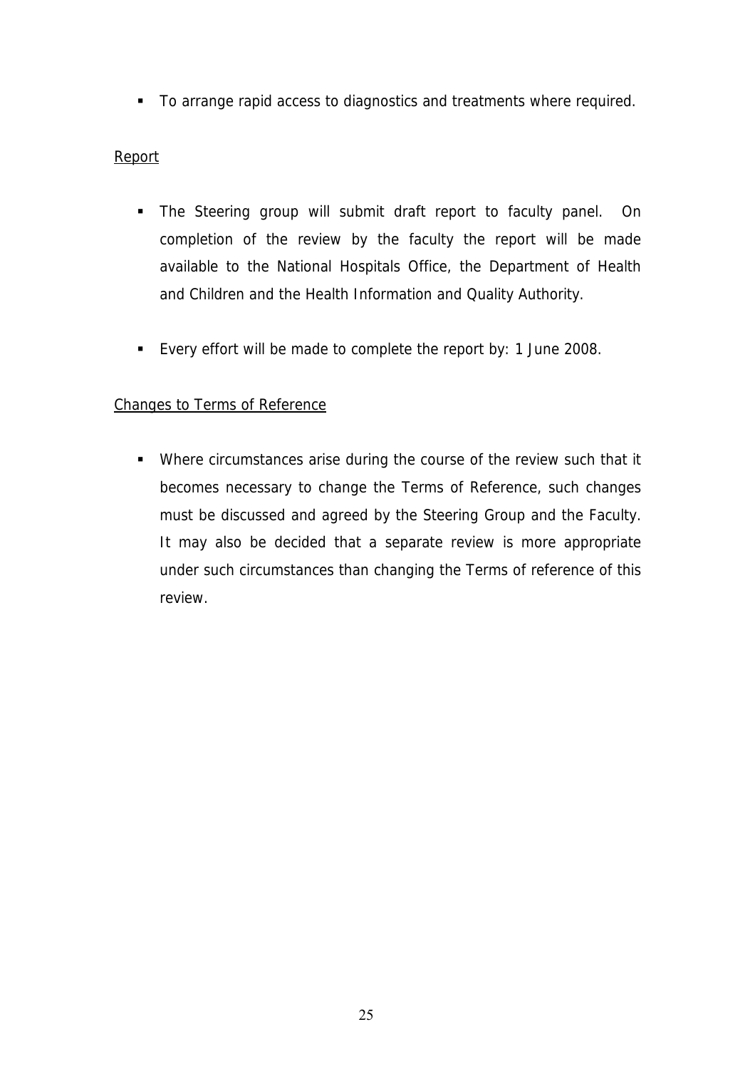- To arrange rapid access to diagnostics and treatments where required.

Report

- The Steering group will submit draft report to faculty panel. On completion of the review by the faculty the report will be made available to the National Hospitals Office, the Department of Health and Children and the Health Information and Quality Authority.

- Every effort will be made to complete the report by: 1 June 2008.

Changes to Terms of Reference

- Where circumstances arise during the course of the review such that it becomes necessary to change the Terms of Reference, such changes must be discussed and agreed by the Steering Group and the Faculty. It may also be decided that a separate review is more appropriate under such circumstances than changing the Terms of reference of this review.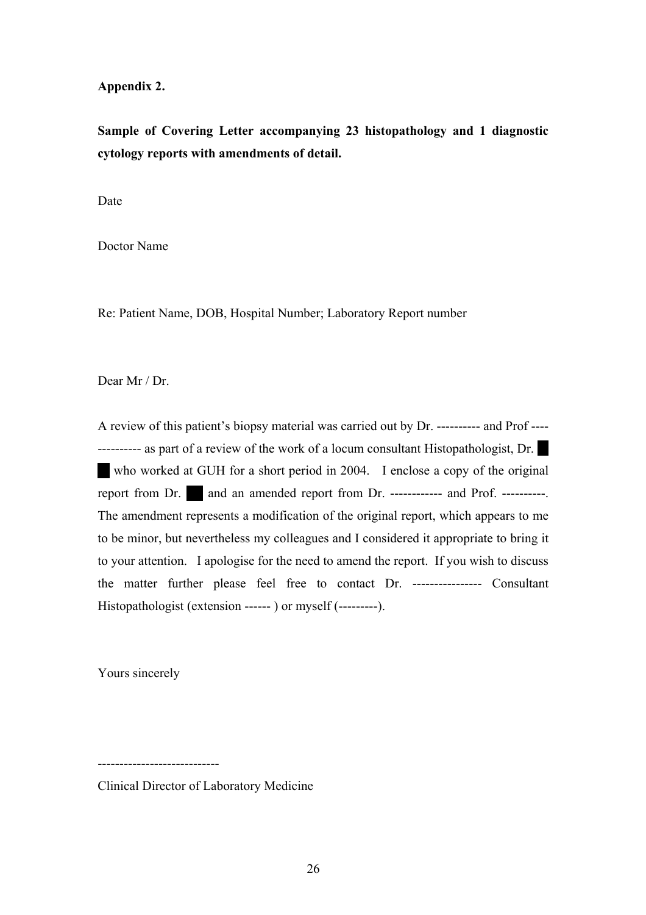**Appendix 2.**

**Sample of Covering Letter accompanying 23 histopathology and 1 diagnostic cytology reports with amendments of detail.**

Date

Doctor Name

Re: Patient Name, DOB, Hospital Number; Laboratory Report number

Dear Mr / Dr.

A review of this patient's biopsy material was carried out by Dr. ---------- and Prof -------------- as part of a review of the work of a locum consultant Histopathologist, Dr. █ █ who worked at GUH for a short period in 2004. I enclose a copy of the original report from Dr. █ and an amended report from Dr. ------------ and Prof. ----------. The amendment represents a modification of the original report, which appears to me to be minor, but nevertheless my colleagues and I considered it appropriate to bring it to your attention. I apologise for the need to amend the report. If you wish to discuss the matter further please feel free to contact Dr. ---------------- Consultant Histopathologist (extension ------ ) or myself (---------).

Yours sincerely

---------------------------

Clinical Director of Laboratory Medicine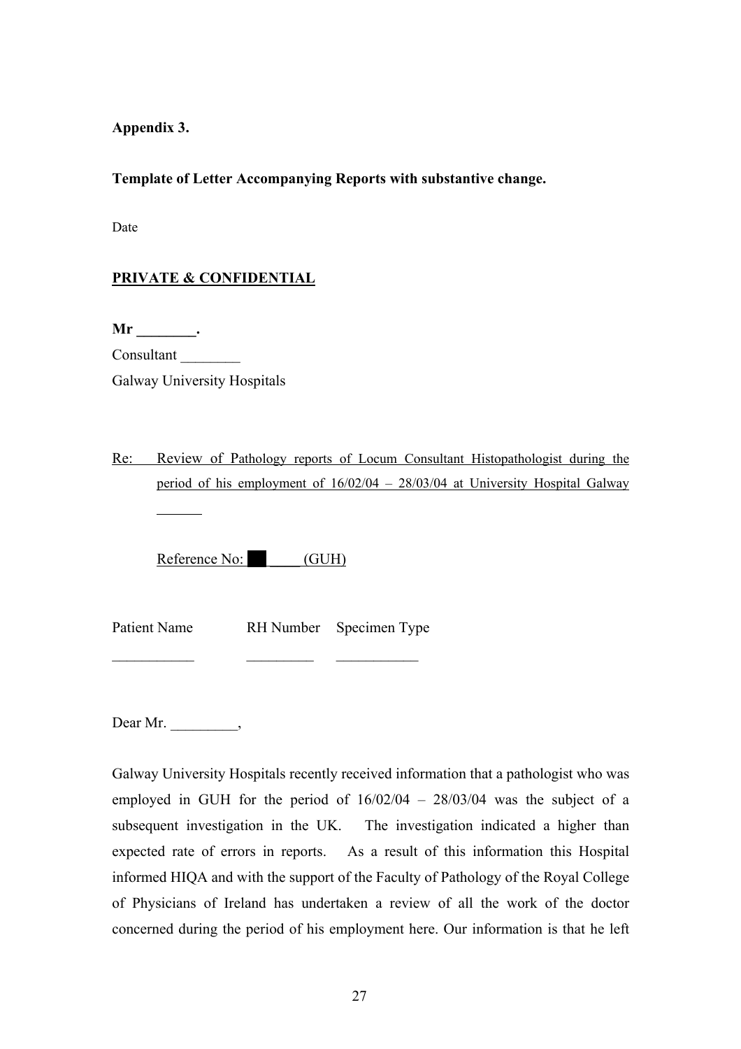**Appendix 3.**

**Template of Letter Accompanying Reports with substantive change.**

Date

**PRIVATE & CONFIDENTIAL**

**Mr ________.**
Consultant ________
Galway University Hospitals

Re: Review of Pathology reports of Locum Consultant Histopathologist during the period of his employment of 16/02/04 – 28/03/04 at University Hospital Galway ______

Reference No: ██ _____ (GUH)

| Patient Name | RH Number | Specimen Type |
|---|---|---|
| ___________ | _________ | ___________ |

Dear Mr. _________,

Galway University Hospitals recently received information that a pathologist who was employed in GUH for the period of 16/02/04 – 28/03/04 was the subject of a subsequent investigation in the UK. The investigation indicated a higher than expected rate of errors in reports. As a result of this information this Hospital informed HIQA and with the support of the Faculty of Pathology of the Royal College of Physicians of Ireland has undertaken a review of all the work of the doctor concerned during the period of his employment here. Our information is that he left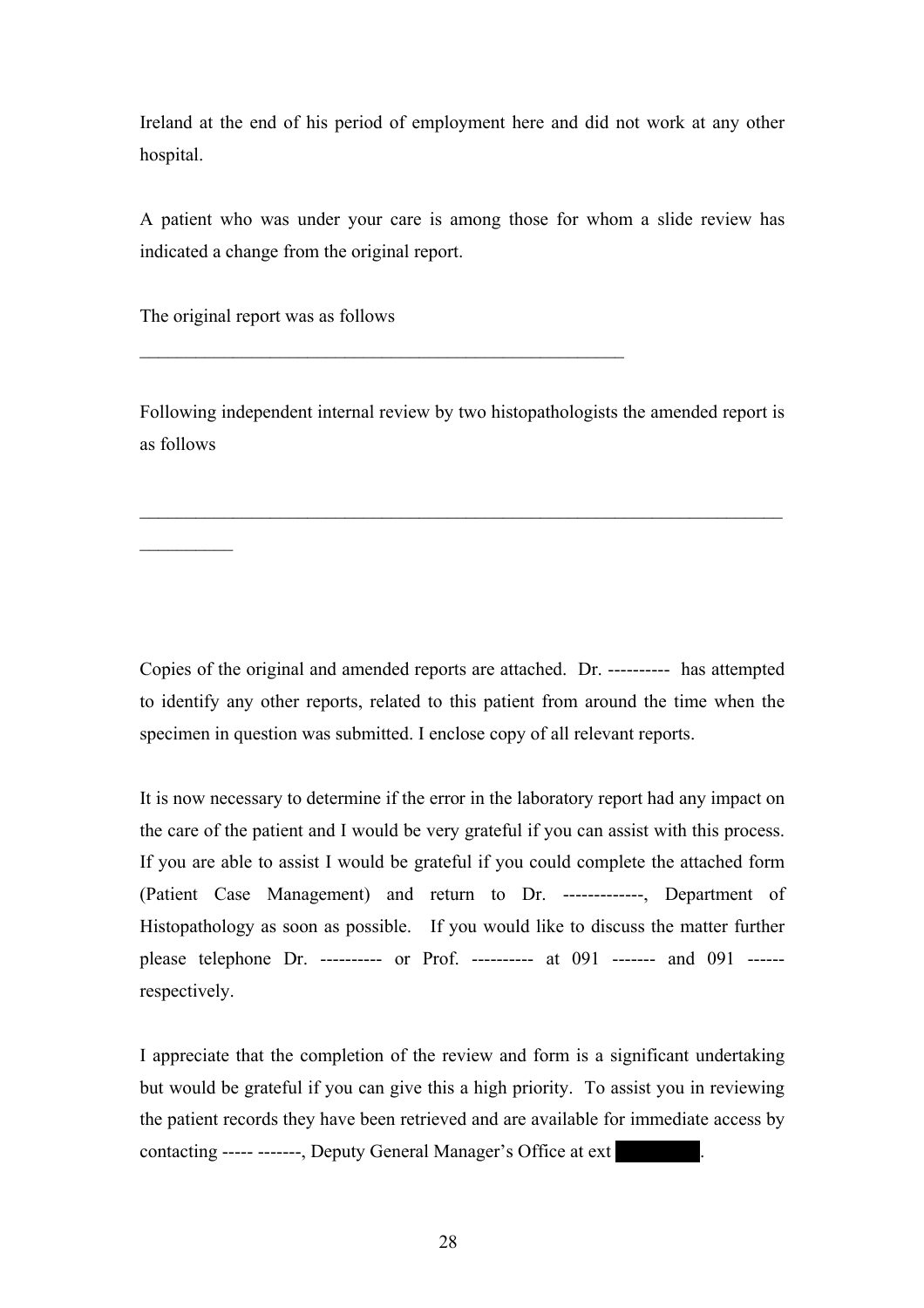Ireland at the end of his period of employment here and did not work at any other hospital.

A patient who was under your care is among those for whom a slide review has indicated a change from the original report.

The original report was as follows

_______________________________________________

Following independent internal review by two histopathologists the amended report is as follows

_____________________________________________________________

_________

Copies of the original and amended reports are attached. Dr. ---------- has attempted to identify any other reports, related to this patient from around the time when the specimen in question was submitted. I enclose copy of all relevant reports.

It is now necessary to determine if the error in the laboratory report had any impact on the care of the patient and I would be very grateful if you can assist with this process. If you are able to assist I would be grateful if you could complete the attached form (Patient Case Management) and return to Dr. -------------, Department of Histopathology as soon as possible. If you would like to discuss the matter further please telephone Dr. ---------- or Prof. ---------- at 091 ------- and 091 ------ respectively.

I appreciate that the completion of the review and form is a significant undertaking but would be grateful if you can give this a high priority. To assist you in reviewing the patient records they have been retrieved and are available for immediate access by contacting ----- -------, Deputy General Manager's Office at ext ████.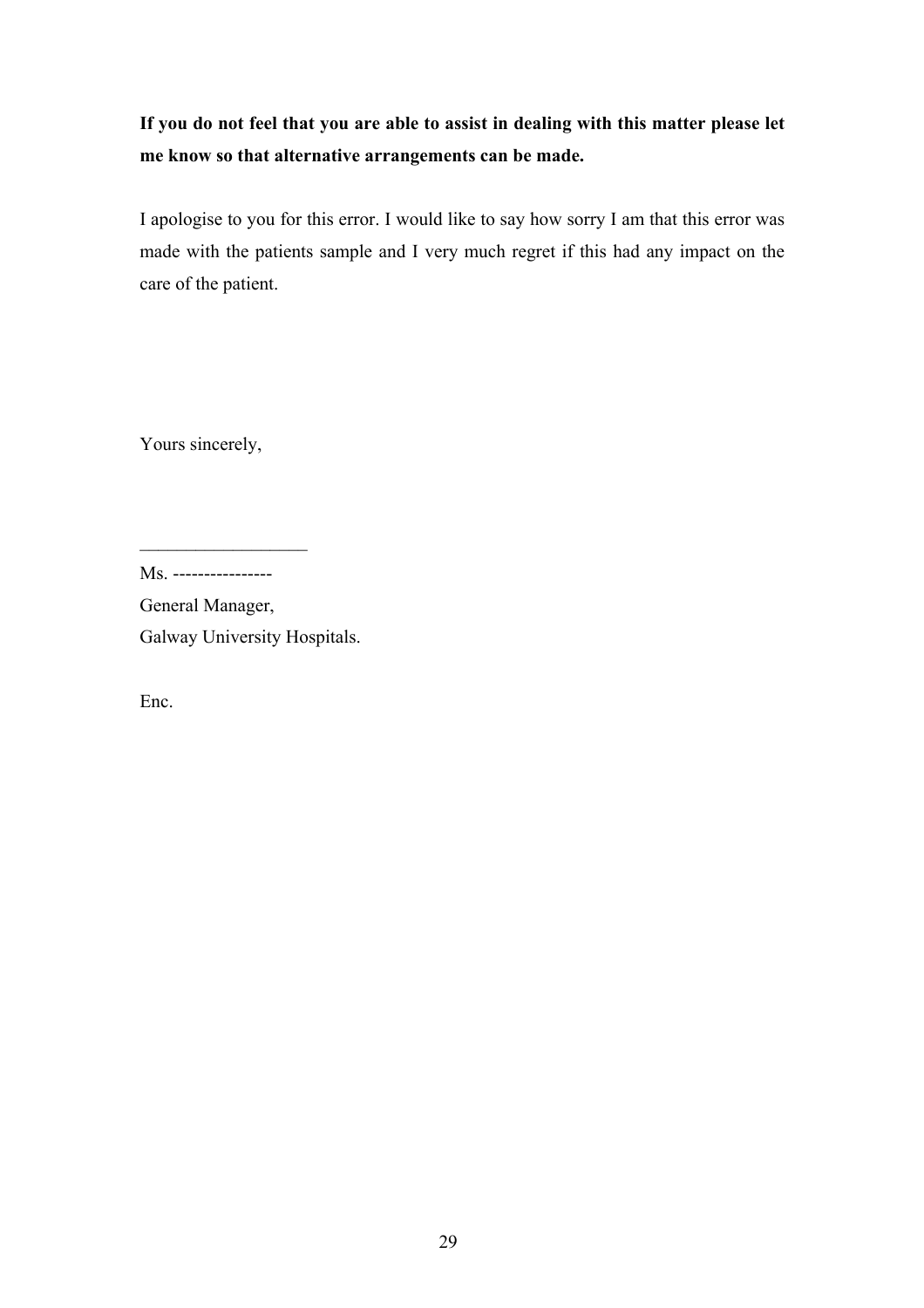**If you do not feel that you are able to assist in dealing with this matter please let me know so that alternative arrangements can be made.**

I apologise to you for this error. I would like to say how sorry I am that this error was made with the patients sample and I very much regret if this had any impact on the care of the patient.

Yours sincerely,

\_\_\_\_\_\_\_\_\_\_\_\_\_\_\_\_\_\_

Ms. ----------------

General Manager,

Galway University Hospitals.

Enc.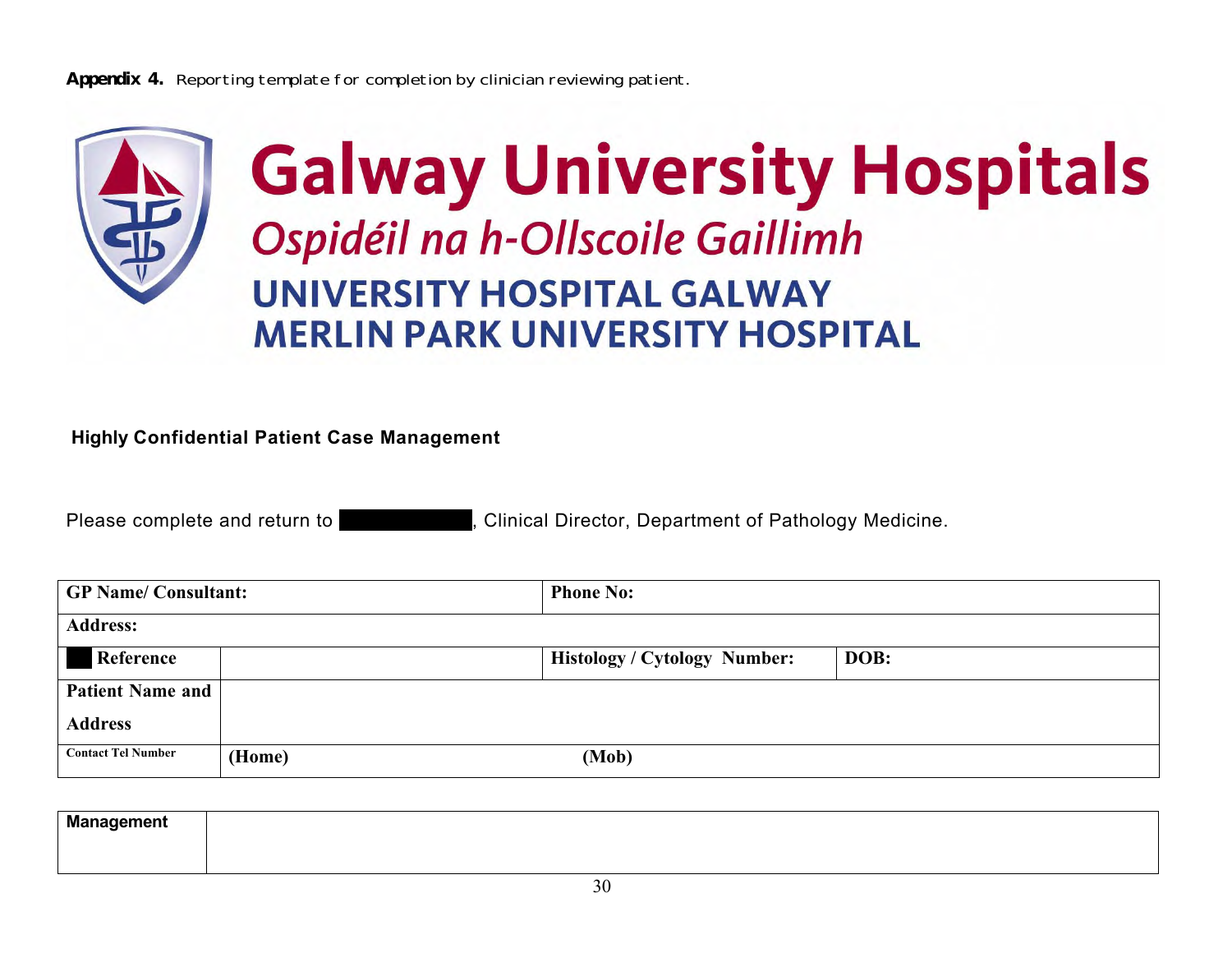**Appendix 4.** Reporting template for completion by clinician reviewing patient.

# Galway University Hospitals

*Ospidéil na h-Ollscoile Gaillimh*

**UNIVERSITY HOSPITAL GALWAY**

**MERLIN PARK UNIVERSITY HOSPITAL**

**Highly Confidential Patient Case Management**

Please complete and return to ██████████, Clinical Director, Department of Pathology Medicine.

| **GP Name/ Consultant:** | | **Phone No:** | |
|---|---|---|---|
| **Address:** | | | |
| ██ **Reference** | | **Histology / Cytology Number:** | **DOB:** |
| **Patient Name and Address** | | | |
| **Contact Tel Number** | **(Home)** | **(Mob)** | |

| **Management** | |
|---|---|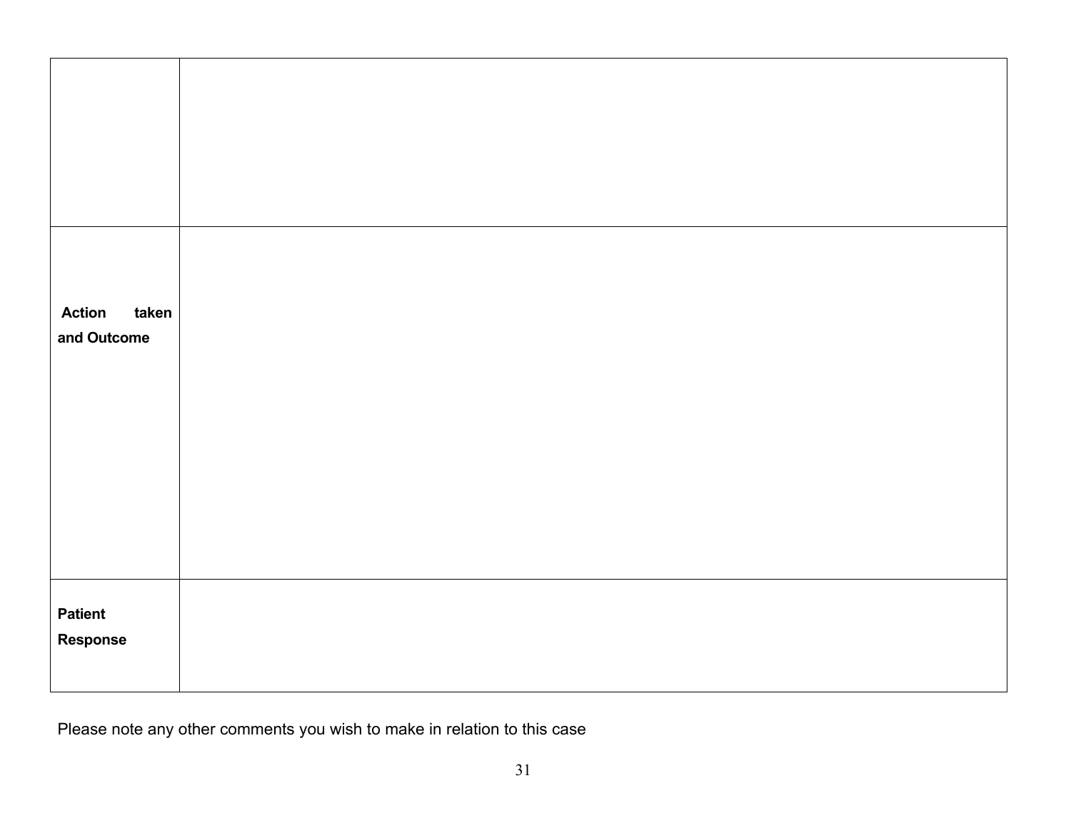| | |
|---|---|
| | |
| **Action taken and Outcome** | |
| **Patient Response** | |

Please note any other comments you wish to make in relation to this case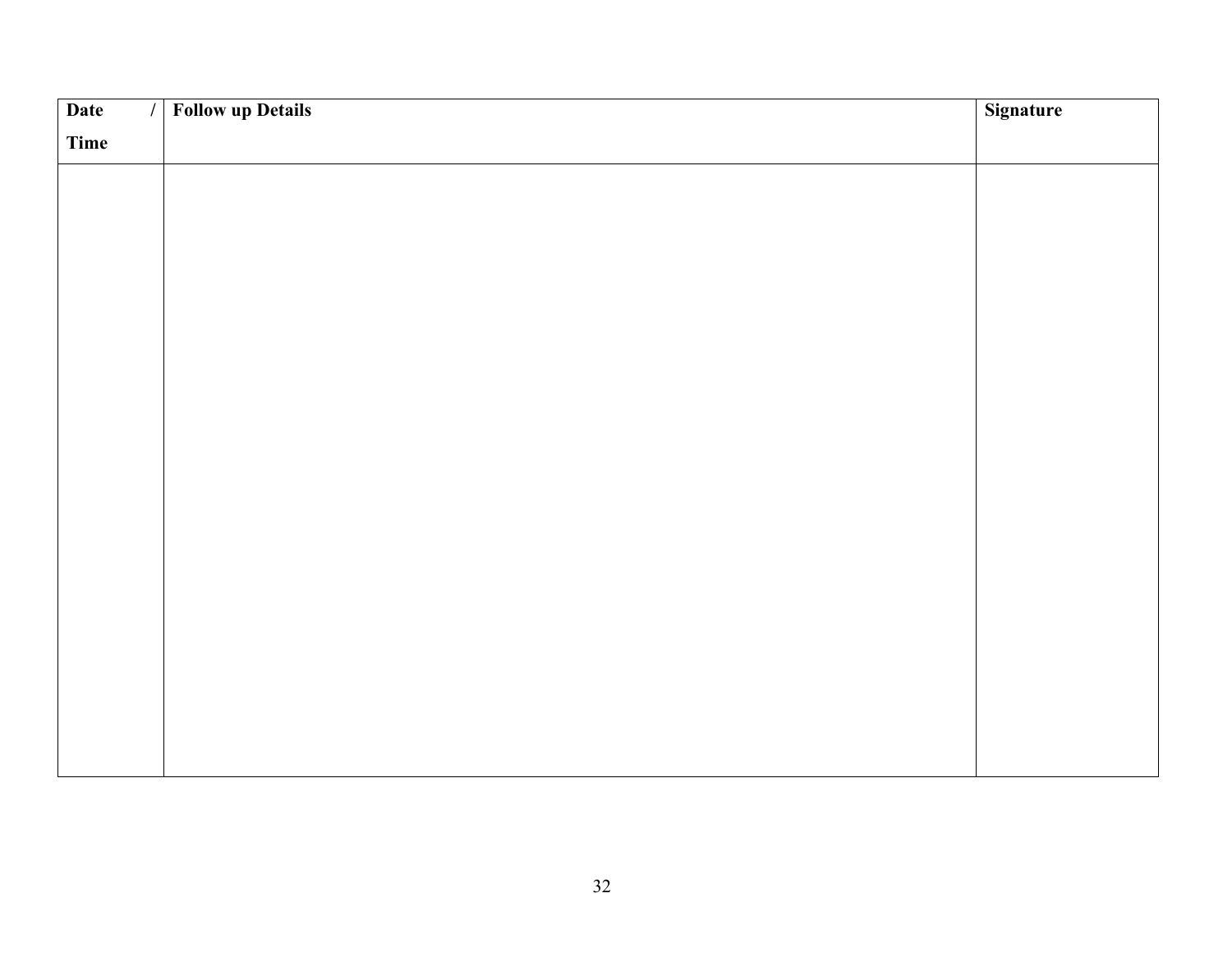| Date / Time | Follow up Details | Signature |
| --- | --- | --- |
| | | |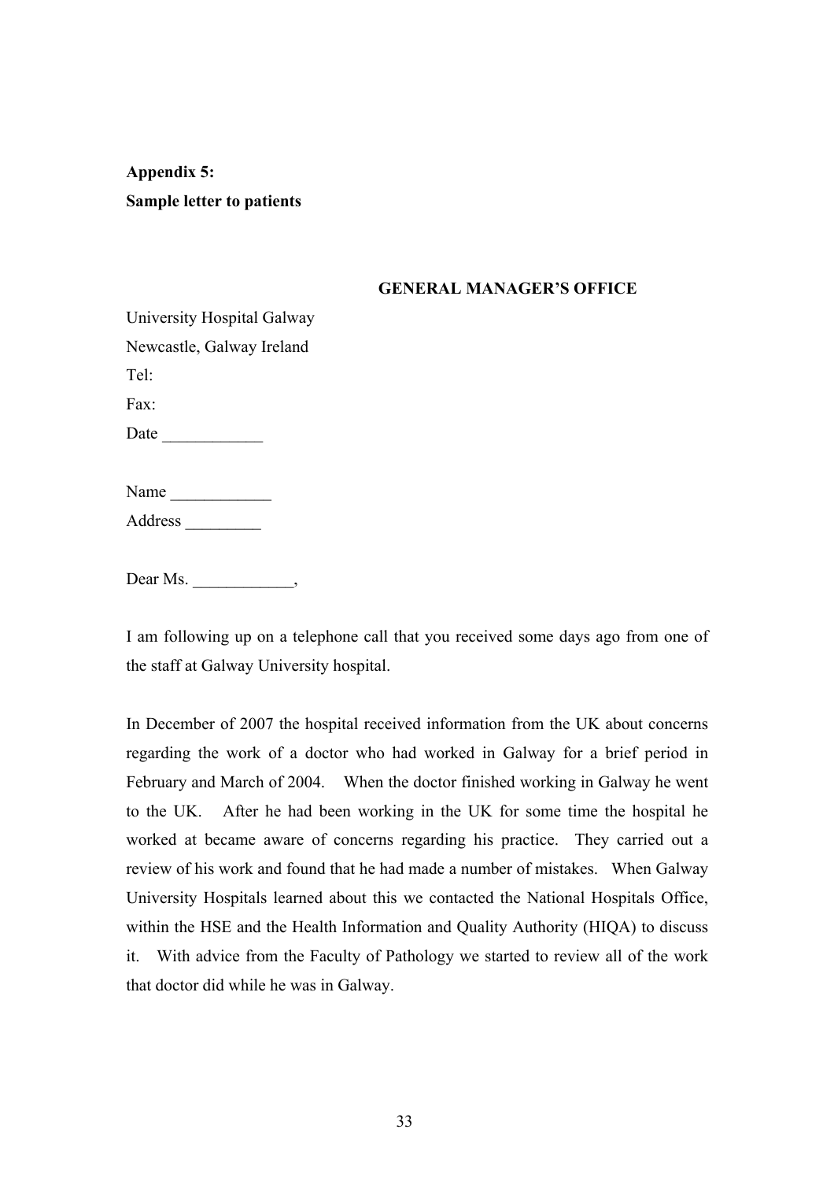**Appendix 5:**
**Sample letter to patients**

**GENERAL MANAGER'S OFFICE**

University Hospital Galway
Newcastle, Galway Ireland
Tel:
Fax:
Date ____________

Name ____________
Address _________

Dear Ms. ____________,

I am following up on a telephone call that you received some days ago from one of the staff at Galway University hospital.

In December of 2007 the hospital received information from the UK about concerns regarding the work of a doctor who had worked in Galway for a brief period in February and March of 2004. When the doctor finished working in Galway he went to the UK. After he had been working in the UK for some time the hospital he worked at became aware of concerns regarding his practice. They carried out a review of his work and found that he had made a number of mistakes. When Galway University Hospitals learned about this we contacted the National Hospitals Office, within the HSE and the Health Information and Quality Authority (HIQA) to discuss it. With advice from the Faculty of Pathology we started to review all of the work that doctor did while he was in Galway.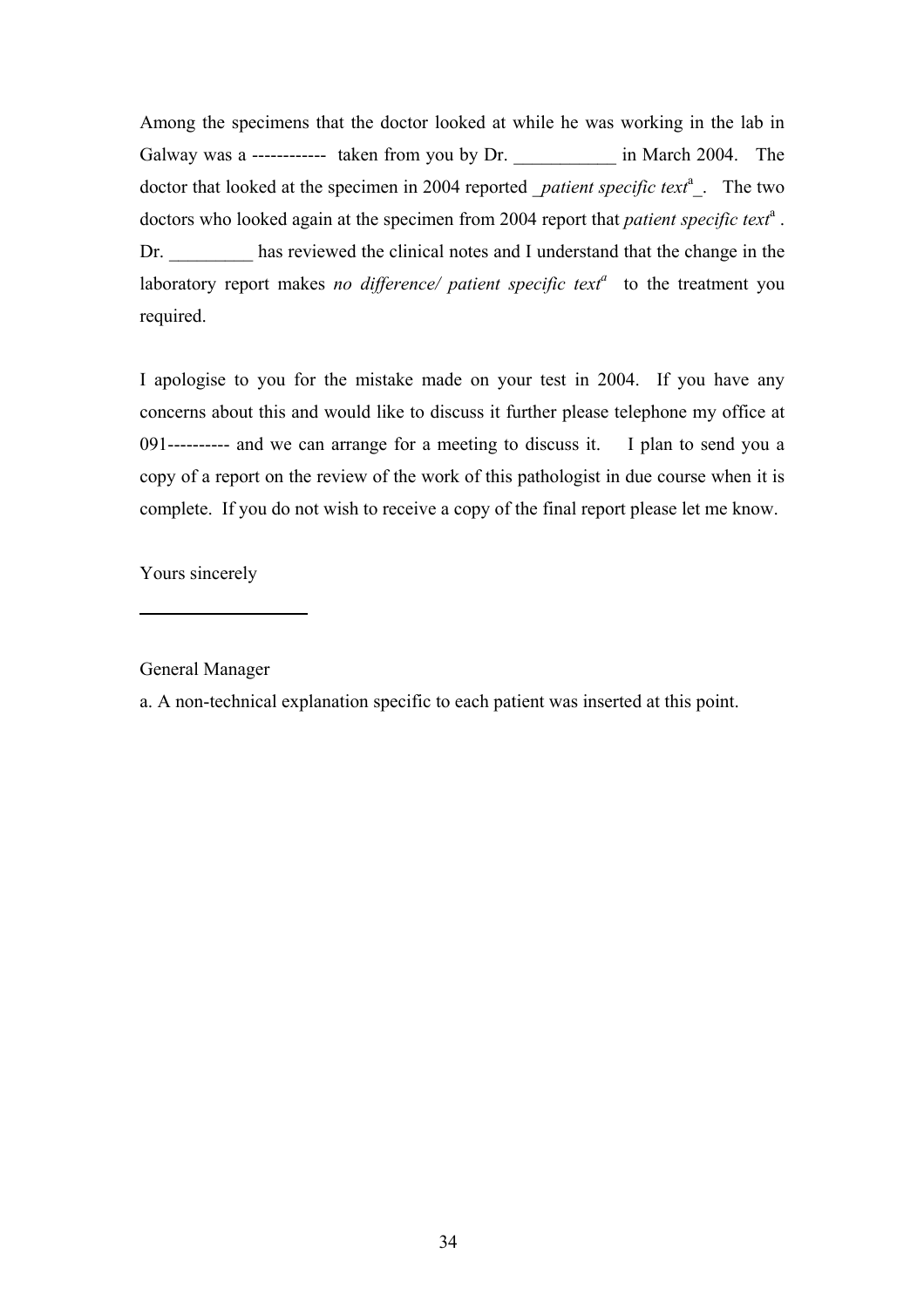Among the specimens that the doctor looked at while he was working in the lab in Galway was a ------------ taken from you by Dr. ___________ in March 2004. The doctor that looked at the specimen in 2004 reported _*patient specific text*[a]_. The two doctors who looked again at the specimen from 2004 report that *patient specific text*[a]. Dr. _________ has reviewed the clinical notes and I understand that the change in the laboratory report makes *no difference/ patient specific text*[a] to the treatment you required.

I apologise to you for the mistake made on your test in 2004. If you have any concerns about this and would like to discuss it further please telephone my office at 091---------- and we can arrange for a meeting to discuss it. I plan to send you a copy of a report on the review of the work of this pathologist in due course when it is complete. If you do not wish to receive a copy of the final report please let me know.

Yours sincerely

___________________

General Manager

a. A non-technical explanation specific to each patient was inserted at this point.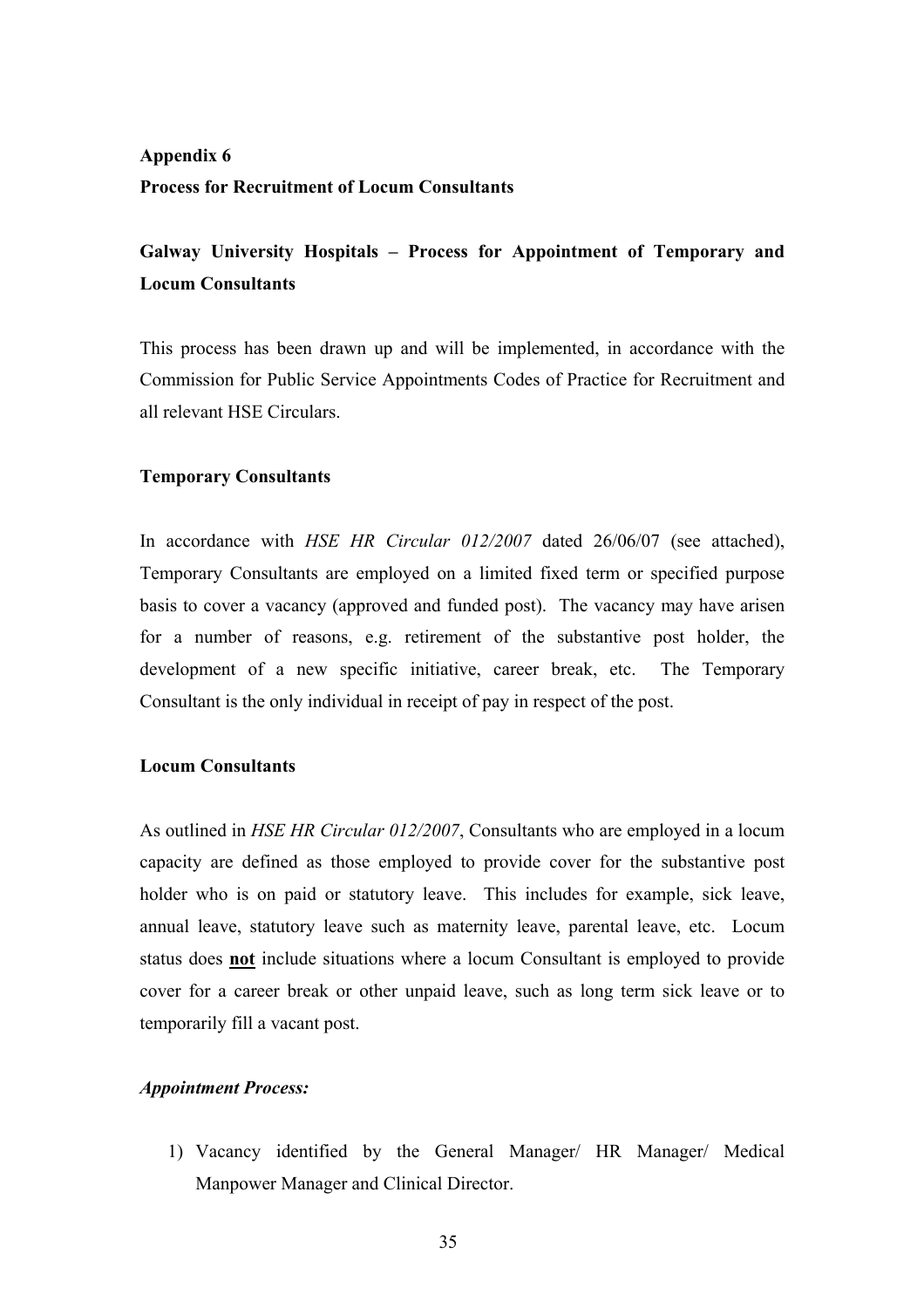## Appendix 6

## Process for Recruitment of Locum Consultants

### Galway University Hospitals – Process for Appointment of Temporary and Locum Consultants

This process has been drawn up and will be implemented, in accordance with the Commission for Public Service Appointments Codes of Practice for Recruitment and all relevant HSE Circulars.

#### Temporary Consultants

In accordance with *HSE HR Circular 012/2007* dated 26/06/07 (see attached), Temporary Consultants are employed on a limited fixed term or specified purpose basis to cover a vacancy (approved and funded post). The vacancy may have arisen for a number of reasons, e.g. retirement of the substantive post holder, the development of a new specific initiative, career break, etc. The Temporary Consultant is the only individual in receipt of pay in respect of the post.

#### Locum Consultants

As outlined in *HSE HR Circular 012/2007*, Consultants who are employed in a locum capacity are defined as those employed to provide cover for the substantive post holder who is on paid or statutory leave. This includes for example, sick leave, annual leave, statutory leave such as maternity leave, parental leave, etc. Locum status does **not** include situations where a locum Consultant is employed to provide cover for a career break or other unpaid leave, such as long term sick leave or to temporarily fill a vacant post.

***Appointment Process:***

1) Vacancy identified by the General Manager/ HR Manager/ Medical Manpower Manager and Clinical Director.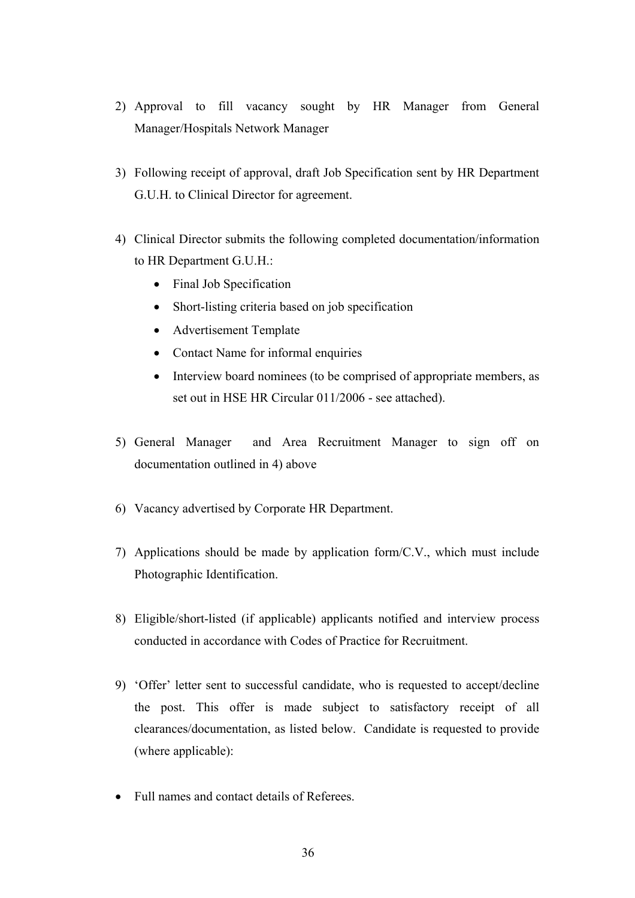2) Approval to fill vacancy sought by HR Manager from General Manager/Hospitals Network Manager

3) Following receipt of approval, draft Job Specification sent by HR Department G.U.H. to Clinical Director for agreement.

4) Clinical Director submits the following completed documentation/information to HR Department G.U.H.:

   - Final Job Specification
   - Short-listing criteria based on job specification
   - Advertisement Template
   - Contact Name for informal enquiries
   - Interview board nominees (to be comprised of appropriate members, as set out in HSE HR Circular 011/2006 - see attached).

5) General Manager and Area Recruitment Manager to sign off on documentation outlined in 4) above

6) Vacancy advertised by Corporate HR Department.

7) Applications should be made by application form/C.V., which must include Photographic Identification.

8) Eligible/short-listed (if applicable) applicants notified and interview process conducted in accordance with Codes of Practice for Recruitment.

9) 'Offer' letter sent to successful candidate, who is requested to accept/decline the post. This offer is made subject to satisfactory receipt of all clearances/documentation, as listed below. Candidate is requested to provide (where applicable):

- Full names and contact details of Referees.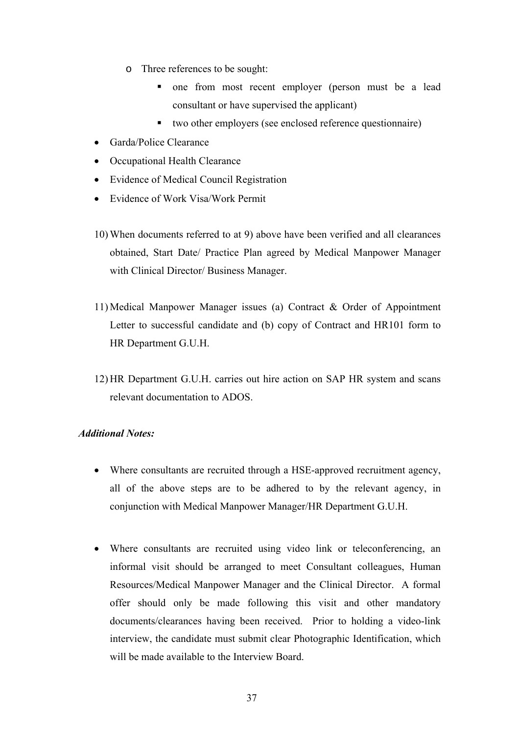- Three references to be sought:
    - one from most recent employer (person must be a lead consultant or have supervised the applicant)
    - two other employers (see enclosed reference questionnaire)
- Garda/Police Clearance
- Occupational Health Clearance
- Evidence of Medical Council Registration
- Evidence of Work Visa/Work Permit

10) When documents referred to at 9) above have been verified and all clearances obtained, Start Date/ Practice Plan agreed by Medical Manpower Manager with Clinical Director/ Business Manager.

11) Medical Manpower Manager issues (a) Contract & Order of Appointment Letter to successful candidate and (b) copy of Contract and HR101 form to HR Department G.U.H.

12) HR Department G.U.H. carries out hire action on SAP HR system and scans relevant documentation to ADOS.

***Additional Notes:***

- Where consultants are recruited through a HSE-approved recruitment agency, all of the above steps are to be adhered to by the relevant agency, in conjunction with Medical Manpower Manager/HR Department G.U.H.

- Where consultants are recruited using video link or teleconferencing, an informal visit should be arranged to meet Consultant colleagues, Human Resources/Medical Manpower Manager and the Clinical Director. A formal offer should only be made following this visit and other mandatory documents/clearances having been received. Prior to holding a video-link interview, the candidate must submit clear Photographic Identification, which will be made available to the Interview Board.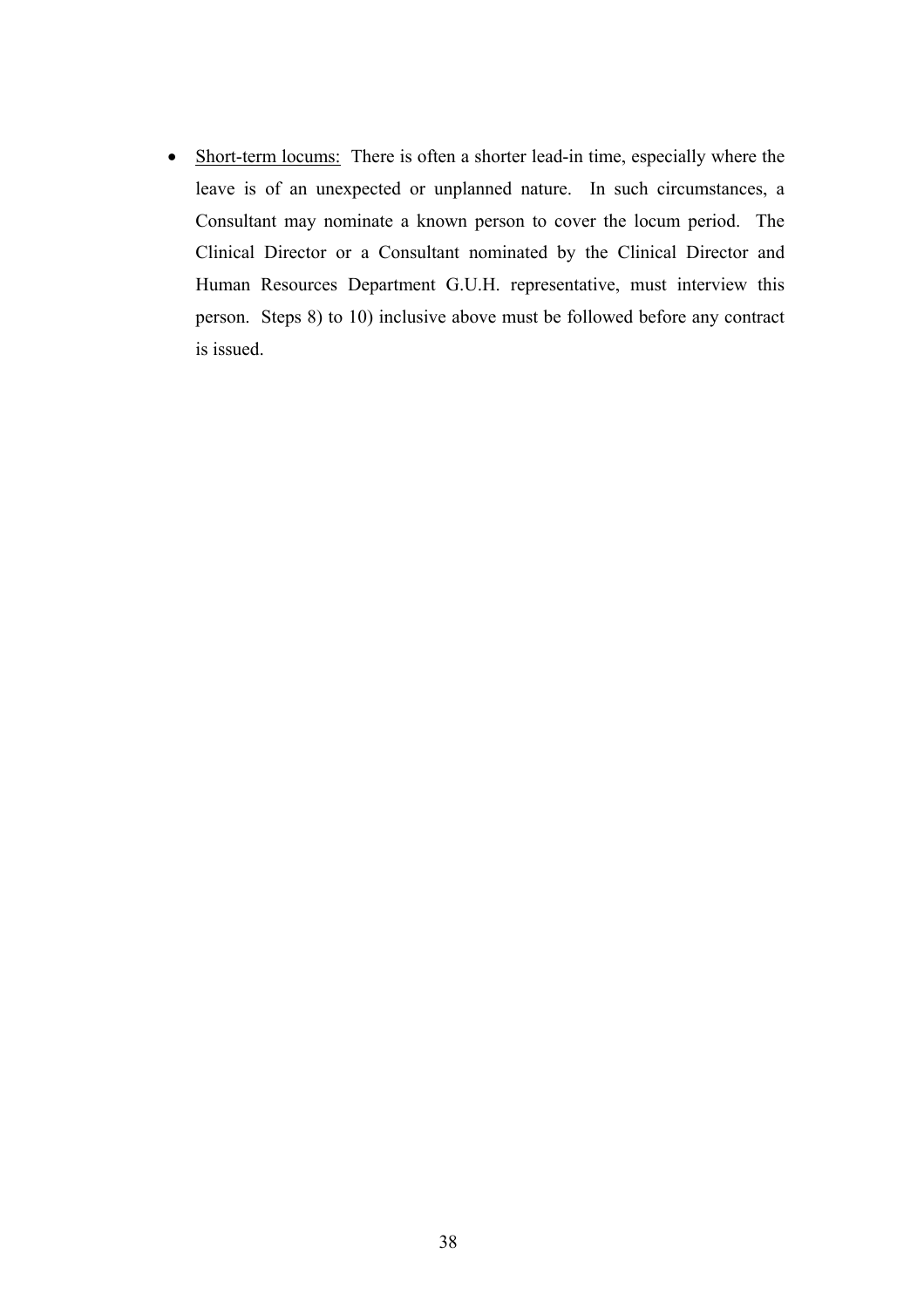- Short-term locums: There is often a shorter lead-in time, especially where the leave is of an unexpected or unplanned nature. In such circumstances, a Consultant may nominate a known person to cover the locum period. The Clinical Director or a Consultant nominated by the Clinical Director and Human Resources Department G.U.H. representative, must interview this person. Steps 8) to 10) inclusive above must be followed before any contract is issued.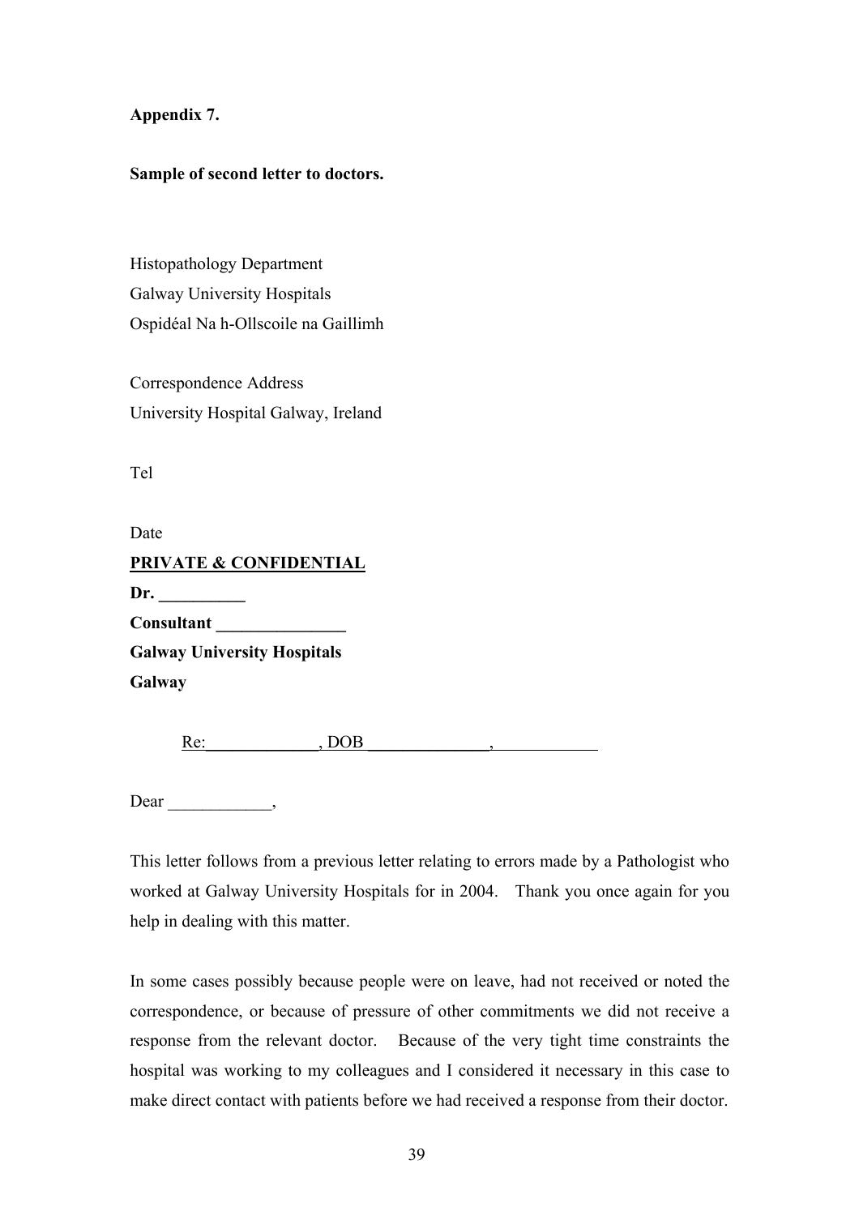**Appendix 7.**

**Sample of second letter to doctors.**

Histopathology Department
Galway University Hospitals
Ospidéal Na h-Ollscoile na Gaillimh

Correspondence Address
University Hospital Galway, Ireland

Tel

Date

**PRIVATE & CONFIDENTIAL**

**Dr. __________**

**Consultant _______________**

**Galway University Hospitals**

**Galway**

Re:_____________, DOB ______________,____________

Dear ____________,

This letter follows from a previous letter relating to errors made by a Pathologist who worked at Galway University Hospitals for in 2004. Thank you once again for you help in dealing with this matter.

In some cases possibly because people were on leave, had not received or noted the correspondence, or because of pressure of other commitments we did not receive a response from the relevant doctor. Because of the very tight time constraints the hospital was working to my colleagues and I considered it necessary in this case to make direct contact with patients before we had received a response from their doctor.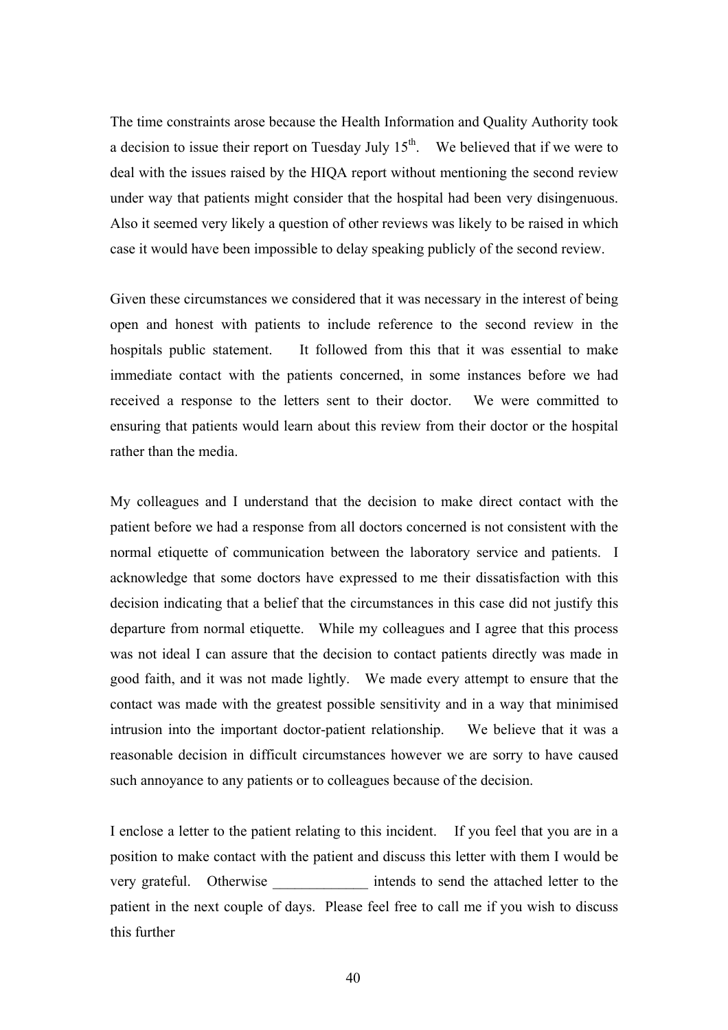The time constraints arose because the Health Information and Quality Authority took a decision to issue their report on Tuesday July 15th. We believed that if we were to deal with the issues raised by the HIQA report without mentioning the second review under way that patients might consider that the hospital had been very disingenuous. Also it seemed very likely a question of other reviews was likely to be raised in which case it would have been impossible to delay speaking publicly of the second review.

Given these circumstances we considered that it was necessary in the interest of being open and honest with patients to include reference to the second review in the hospitals public statement. It followed from this that it was essential to make immediate contact with the patients concerned, in some instances before we had received a response to the letters sent to their doctor. We were committed to ensuring that patients would learn about this review from their doctor or the hospital rather than the media.

My colleagues and I understand that the decision to make direct contact with the patient before we had a response from all doctors concerned is not consistent with the normal etiquette of communication between the laboratory service and patients. I acknowledge that some doctors have expressed to me their dissatisfaction with this decision indicating that a belief that the circumstances in this case did not justify this departure from normal etiquette. While my colleagues and I agree that this process was not ideal I can assure that the decision to contact patients directly was made in good faith, and it was not made lightly. We made every attempt to ensure that the contact was made with the greatest possible sensitivity and in a way that minimised intrusion into the important doctor-patient relationship. We believe that it was a reasonable decision in difficult circumstances however we are sorry to have caused such annoyance to any patients or to colleagues because of the decision.

I enclose a letter to the patient relating to this incident. If you feel that you are in a position to make contact with the patient and discuss this letter with them I would be very grateful. Otherwise _____________ intends to send the attached letter to the patient in the next couple of days. Please feel free to call me if you wish to discuss this further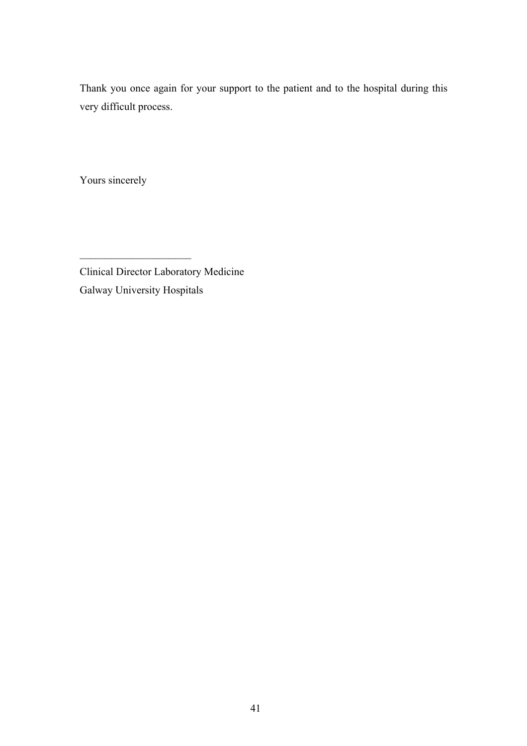Thank you once again for your support to the patient and to the hospital during this very difficult process.

Yours sincerely

_____________________

Clinical Director Laboratory Medicine

Galway University Hospitals